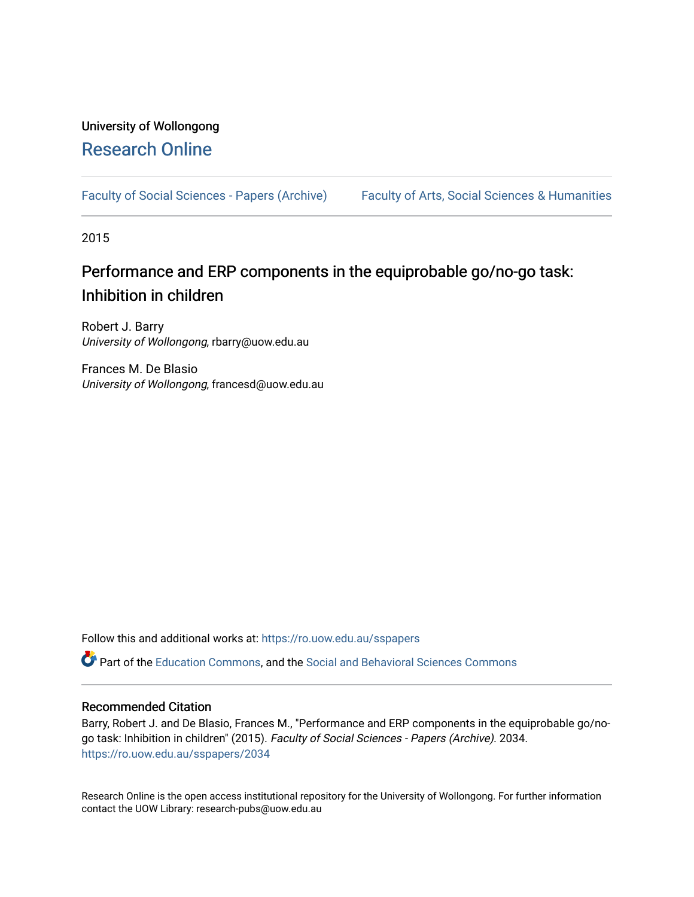University of Wollongong

# Research Online

Faculty of Social Sciences - Papers (Archive)    Faculty of Arts, Social Sciences & Humanities

2015

## Performance and ERP components in the equiprobable go/no-go task: Inhibition in children

Robert J. Barry
*University of Wollongong*, rbarry@uow.edu.au

Frances M. De Blasio
*University of Wollongong*, francesd@uow.edu.au

Follow this and additional works at: https://ro.uow.edu.au/sspapers

Part of the Education Commons, and the Social and Behavioral Sciences Commons

### Recommended Citation

Barry, Robert J. and De Blasio, Frances M., "Performance and ERP components in the equiprobable go/no-go task: Inhibition in children" (2015). *Faculty of Social Sciences - Papers (Archive)*. 2034.
https://ro.uow.edu.au/sspapers/2034

Research Online is the open access institutional repository for the University of Wollongong. For further information contact the UOW Library: research-pubs@uow.edu.au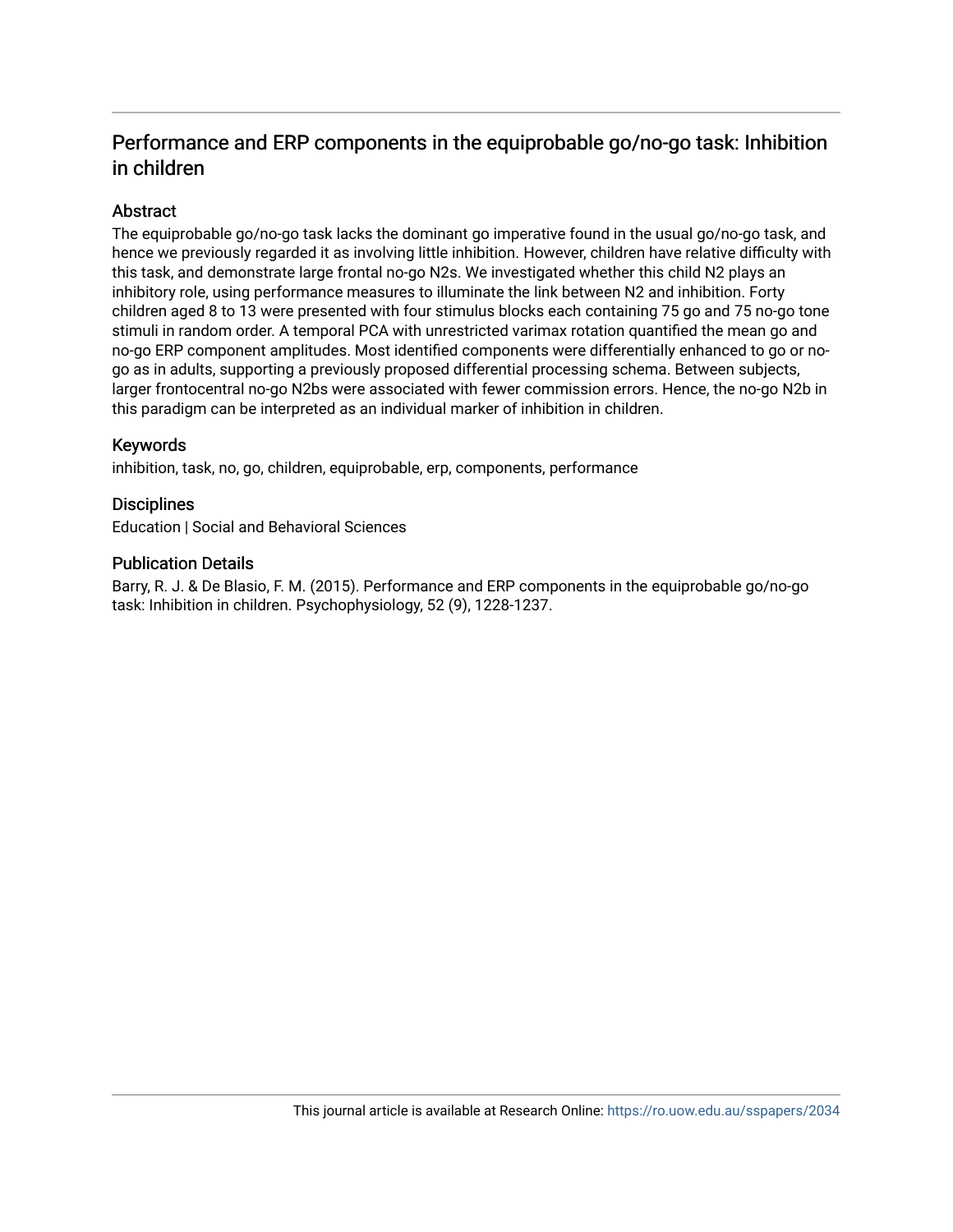# Performance and ERP components in the equiprobable go/no-go task: Inhibition in children

## Abstract

The equiprobable go/no-go task lacks the dominant go imperative found in the usual go/no-go task, and hence we previously regarded it as involving little inhibition. However, children have relative difficulty with this task, and demonstrate large frontal no-go N2s. We investigated whether this child N2 plays an inhibitory role, using performance measures to illuminate the link between N2 and inhibition. Forty children aged 8 to 13 were presented with four stimulus blocks each containing 75 go and 75 no-go tone stimuli in random order. A temporal PCA with unrestricted varimax rotation quantified the mean go and no-go ERP component amplitudes. Most identified components were differentially enhanced to go or no-go as in adults, supporting a previously proposed differential processing schema. Between subjects, larger frontocentral no-go N2bs were associated with fewer commission errors. Hence, the no-go N2b in this paradigm can be interpreted as an individual marker of inhibition in children.

## Keywords

inhibition, task, no, go, children, equiprobable, erp, components, performance

## Disciplines

Education | Social and Behavioral Sciences

## Publication Details

Barry, R. J. & De Blasio, F. M. (2015). Performance and ERP components in the equiprobable go/no-go task: Inhibition in children. Psychophysiology, 52 (9), 1228-1237.

This journal article is available at Research Online: https://ro.uow.edu.au/sspapers/2034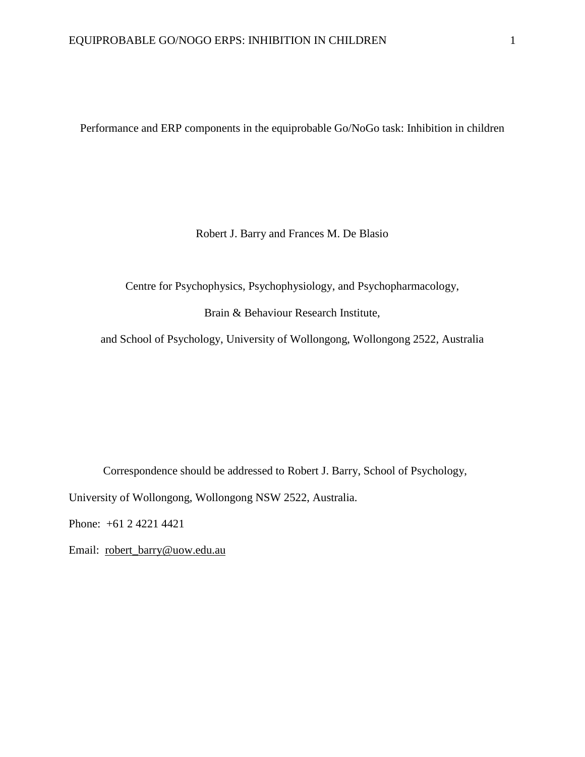# Performance and ERP components in the equiprobable Go/NoGo task: Inhibition in children

Robert J. Barry and Frances M. De Blasio

Centre for Psychophysics, Psychophysiology, and Psychopharmacology,

Brain & Behaviour Research Institute,

and School of Psychology, University of Wollongong, Wollongong 2522, Australia

Correspondence should be addressed to Robert J. Barry, School of Psychology, University of Wollongong, Wollongong NSW 2522, Australia.

Phone: +61 2 4221 4421

Email: robert_barry@uow.edu.au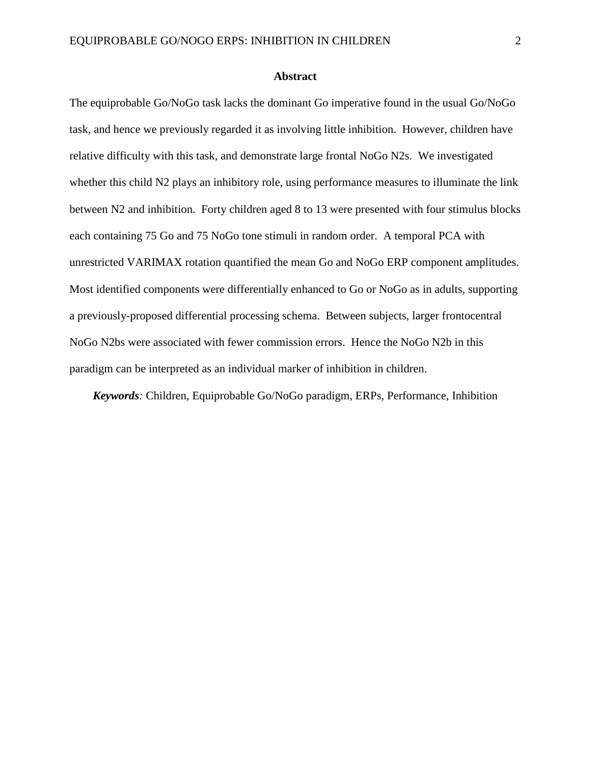## Abstract

The equiprobable Go/NoGo task lacks the dominant Go imperative found in the usual Go/NoGo task, and hence we previously regarded it as involving little inhibition. However, children have relative difficulty with this task, and demonstrate large frontal NoGo N2s. We investigated whether this child N2 plays an inhibitory role, using performance measures to illuminate the link between N2 and inhibition. Forty children aged 8 to 13 were presented with four stimulus blocks each containing 75 Go and 75 NoGo tone stimuli in random order. A temporal PCA with unrestricted VARIMAX rotation quantified the mean Go and NoGo ERP component amplitudes. Most identified components were differentially enhanced to Go or NoGo as in adults, supporting a previously-proposed differential processing schema. Between subjects, larger frontocentral NoGo N2bs were associated with fewer commission errors. Hence the NoGo N2b in this paradigm can be interpreted as an individual marker of inhibition in children.

***Keywords**:* Children, Equiprobable Go/NoGo paradigm, ERPs, Performance, Inhibition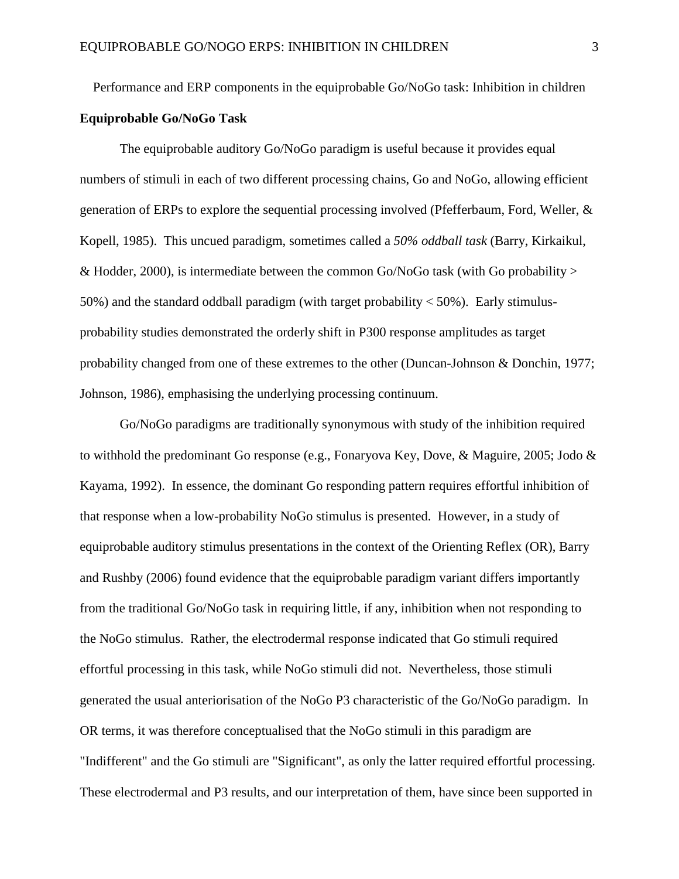Performance and ERP components in the equiprobable Go/NoGo task: Inhibition in children

**Equiprobable Go/NoGo Task**

The equiprobable auditory Go/NoGo paradigm is useful because it provides equal numbers of stimuli in each of two different processing chains, Go and NoGo, allowing efficient generation of ERPs to explore the sequential processing involved (Pfefferbaum, Ford, Weller, & Kopell, 1985). This uncued paradigm, sometimes called a *50% oddball task* (Barry, Kirkaikul, & Hodder, 2000), is intermediate between the common Go/NoGo task (with Go probability > 50%) and the standard oddball paradigm (with target probability < 50%). Early stimulus-probability studies demonstrated the orderly shift in P300 response amplitudes as target probability changed from one of these extremes to the other (Duncan-Johnson & Donchin, 1977; Johnson, 1986), emphasising the underlying processing continuum.

Go/NoGo paradigms are traditionally synonymous with study of the inhibition required to withhold the predominant Go response (e.g., Fonaryova Key, Dove, & Maguire, 2005; Jodo & Kayama, 1992). In essence, the dominant Go responding pattern requires effortful inhibition of that response when a low-probability NoGo stimulus is presented. However, in a study of equiprobable auditory stimulus presentations in the context of the Orienting Reflex (OR), Barry and Rushby (2006) found evidence that the equiprobable paradigm variant differs importantly from the traditional Go/NoGo task in requiring little, if any, inhibition when not responding to the NoGo stimulus. Rather, the electrodermal response indicated that Go stimuli required effortful processing in this task, while NoGo stimuli did not. Nevertheless, those stimuli generated the usual anteriorisation of the NoGo P3 characteristic of the Go/NoGo paradigm. In OR terms, it was therefore conceptualised that the NoGo stimuli in this paradigm are "Indifferent" and the Go stimuli are "Significant", as only the latter required effortful processing. These electrodermal and P3 results, and our interpretation of them, have since been supported in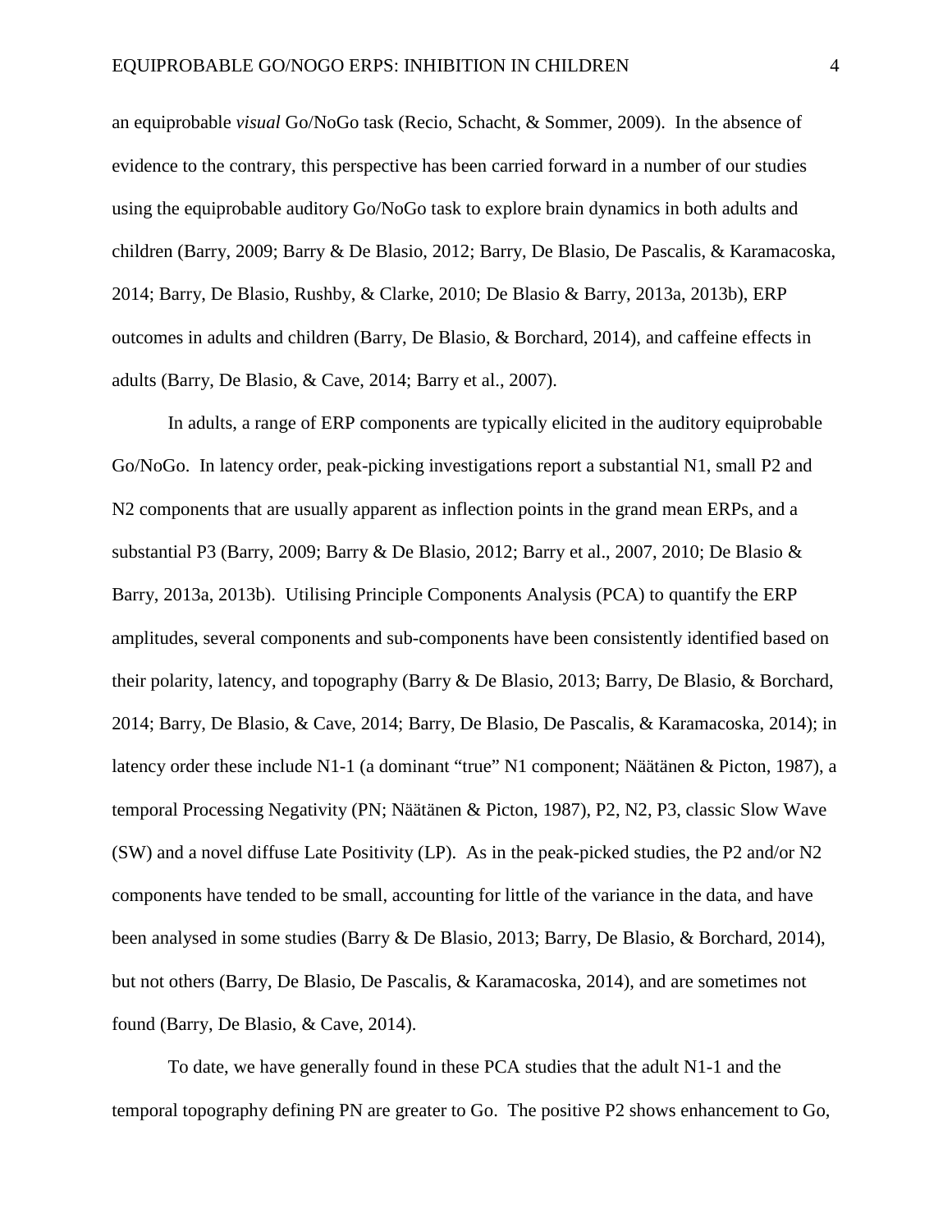an equiprobable *visual* Go/NoGo task (Recio, Schacht, & Sommer, 2009). In the absence of evidence to the contrary, this perspective has been carried forward in a number of our studies using the equiprobable auditory Go/NoGo task to explore brain dynamics in both adults and children (Barry, 2009; Barry & De Blasio, 2012; Barry, De Blasio, De Pascalis, & Karamacoska, 2014; Barry, De Blasio, Rushby, & Clarke, 2010; De Blasio & Barry, 2013a, 2013b), ERP outcomes in adults and children (Barry, De Blasio, & Borchard, 2014), and caffeine effects in adults (Barry, De Blasio, & Cave, 2014; Barry et al., 2007).

In adults, a range of ERP components are typically elicited in the auditory equiprobable Go/NoGo. In latency order, peak-picking investigations report a substantial N1, small P2 and N2 components that are usually apparent as inflection points in the grand mean ERPs, and a substantial P3 (Barry, 2009; Barry & De Blasio, 2012; Barry et al., 2007, 2010; De Blasio & Barry, 2013a, 2013b). Utilising Principle Components Analysis (PCA) to quantify the ERP amplitudes, several components and sub-components have been consistently identified based on their polarity, latency, and topography (Barry & De Blasio, 2013; Barry, De Blasio, & Borchard, 2014; Barry, De Blasio, & Cave, 2014; Barry, De Blasio, De Pascalis, & Karamacoska, 2014); in latency order these include N1-1 (a dominant "true" N1 component; Näätänen & Picton, 1987), a temporal Processing Negativity (PN; Näätänen & Picton, 1987), P2, N2, P3, classic Slow Wave (SW) and a novel diffuse Late Positivity (LP). As in the peak-picked studies, the P2 and/or N2 components have tended to be small, accounting for little of the variance in the data, and have been analysed in some studies (Barry & De Blasio, 2013; Barry, De Blasio, & Borchard, 2014), but not others (Barry, De Blasio, De Pascalis, & Karamacoska, 2014), and are sometimes not found (Barry, De Blasio, & Cave, 2014).

To date, we have generally found in these PCA studies that the adult N1-1 and the temporal topography defining PN are greater to Go. The positive P2 shows enhancement to Go,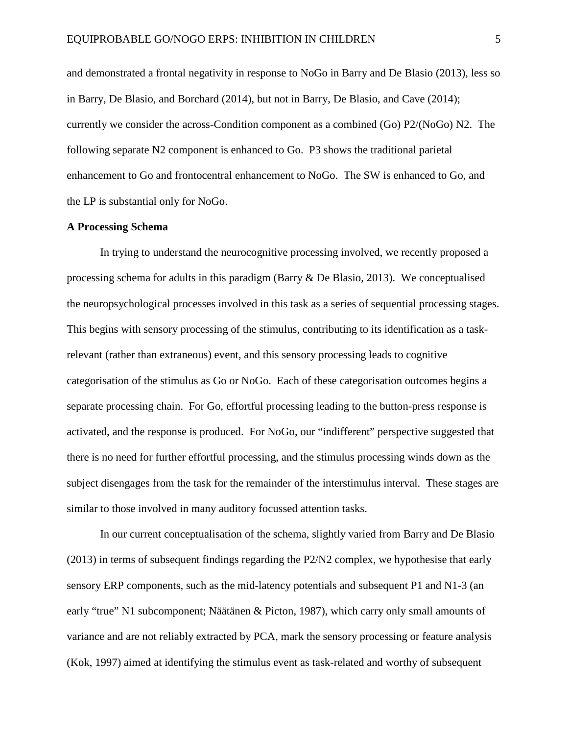and demonstrated a frontal negativity in response to NoGo in Barry and De Blasio (2013), less so in Barry, De Blasio, and Borchard (2014), but not in Barry, De Blasio, and Cave (2014); currently we consider the across-Condition component as a combined (Go) P2/(NoGo) N2. The following separate N2 component is enhanced to Go. P3 shows the traditional parietal enhancement to Go and frontocentral enhancement to NoGo. The SW is enhanced to Go, and the LP is substantial only for NoGo.

**A Processing Schema**

In trying to understand the neurocognitive processing involved, we recently proposed a processing schema for adults in this paradigm (Barry & De Blasio, 2013). We conceptualised the neuropsychological processes involved in this task as a series of sequential processing stages. This begins with sensory processing of the stimulus, contributing to its identification as a task-relevant (rather than extraneous) event, and this sensory processing leads to cognitive categorisation of the stimulus as Go or NoGo. Each of these categorisation outcomes begins a separate processing chain. For Go, effortful processing leading to the button-press response is activated, and the response is produced. For NoGo, our "indifferent" perspective suggested that there is no need for further effortful processing, and the stimulus processing winds down as the subject disengages from the task for the remainder of the interstimulus interval. These stages are similar to those involved in many auditory focussed attention tasks.

In our current conceptualisation of the schema, slightly varied from Barry and De Blasio (2013) in terms of subsequent findings regarding the P2/N2 complex, we hypothesise that early sensory ERP components, such as the mid-latency potentials and subsequent P1 and N1-3 (an early "true" N1 subcomponent; Näätänen & Picton, 1987), which carry only small amounts of variance and are not reliably extracted by PCA, mark the sensory processing or feature analysis (Kok, 1997) aimed at identifying the stimulus event as task-related and worthy of subsequent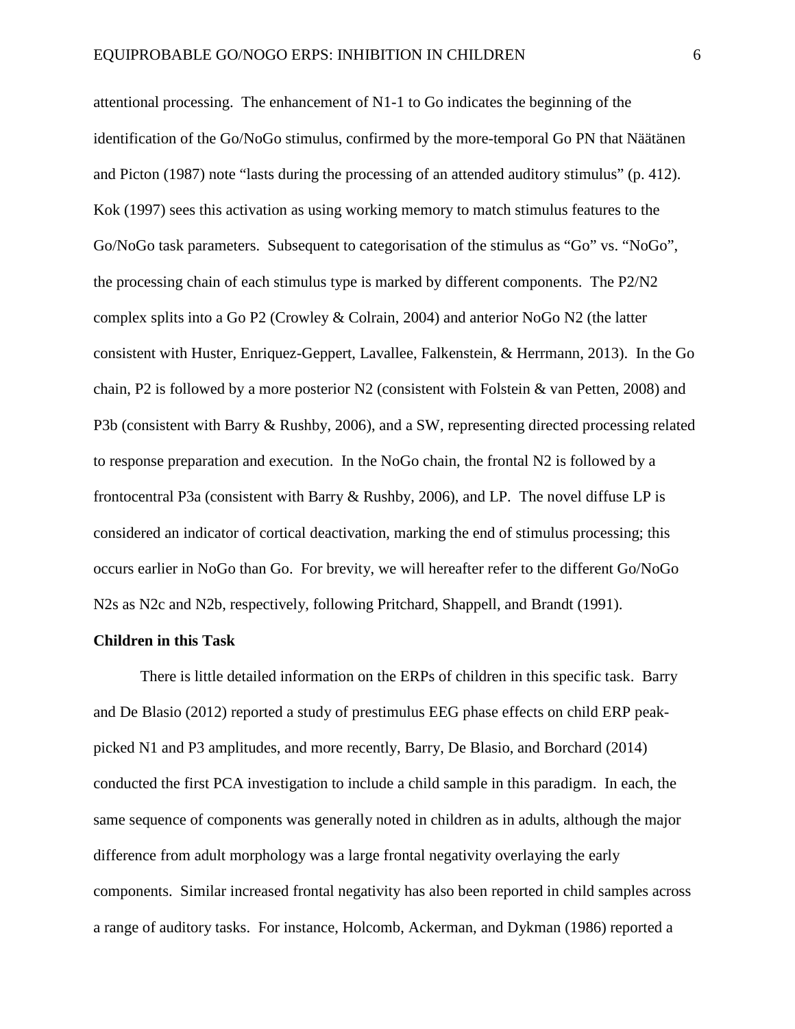attentional processing. The enhancement of N1-1 to Go indicates the beginning of the identification of the Go/NoGo stimulus, confirmed by the more-temporal Go PN that Näätänen and Picton (1987) note "lasts during the processing of an attended auditory stimulus" (p. 412). Kok (1997) sees this activation as using working memory to match stimulus features to the Go/NoGo task parameters. Subsequent to categorisation of the stimulus as "Go" vs. "NoGo", the processing chain of each stimulus type is marked by different components. The P2/N2 complex splits into a Go P2 (Crowley & Colrain, 2004) and anterior NoGo N2 (the latter consistent with Huster, Enriquez-Geppert, Lavallee, Falkenstein, & Herrmann, 2013). In the Go chain, P2 is followed by a more posterior N2 (consistent with Folstein & van Petten, 2008) and P3b (consistent with Barry & Rushby, 2006), and a SW, representing directed processing related to response preparation and execution. In the NoGo chain, the frontal N2 is followed by a frontocentral P3a (consistent with Barry & Rushby, 2006), and LP. The novel diffuse LP is considered an indicator of cortical deactivation, marking the end of stimulus processing; this occurs earlier in NoGo than Go. For brevity, we will hereafter refer to the different Go/NoGo N2s as N2c and N2b, respectively, following Pritchard, Shappell, and Brandt (1991).

**Children in this Task**

There is little detailed information on the ERPs of children in this specific task. Barry and De Blasio (2012) reported a study of prestimulus EEG phase effects on child ERP peak-picked N1 and P3 amplitudes, and more recently, Barry, De Blasio, and Borchard (2014) conducted the first PCA investigation to include a child sample in this paradigm. In each, the same sequence of components was generally noted in children as in adults, although the major difference from adult morphology was a large frontal negativity overlaying the early components. Similar increased frontal negativity has also been reported in child samples across a range of auditory tasks. For instance, Holcomb, Ackerman, and Dykman (1986) reported a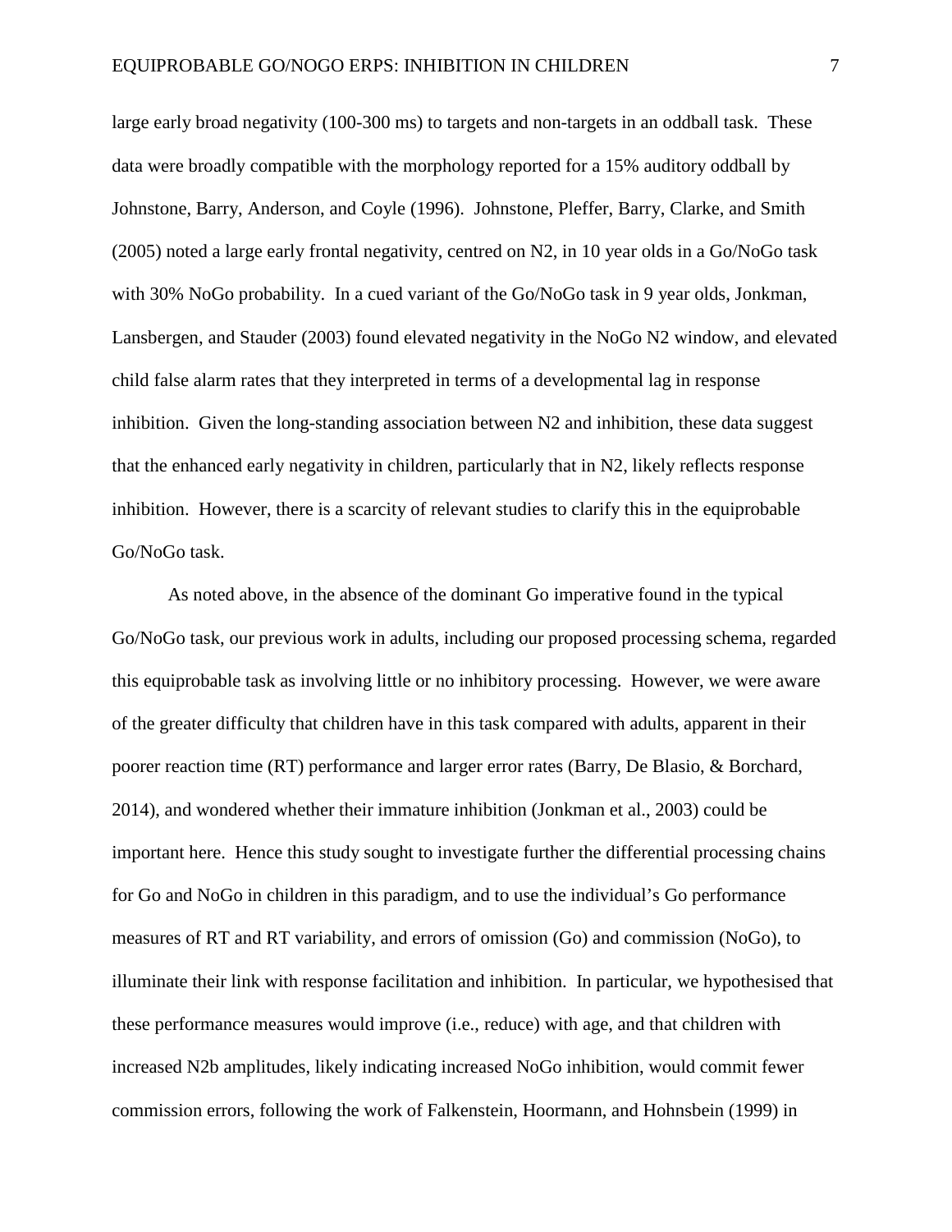large early broad negativity (100-300 ms) to targets and non-targets in an oddball task. These data were broadly compatible with the morphology reported for a 15% auditory oddball by Johnstone, Barry, Anderson, and Coyle (1996). Johnstone, Pleffer, Barry, Clarke, and Smith (2005) noted a large early frontal negativity, centred on N2, in 10 year olds in a Go/NoGo task with 30% NoGo probability. In a cued variant of the Go/NoGo task in 9 year olds, Jonkman, Lansbergen, and Stauder (2003) found elevated negativity in the NoGo N2 window, and elevated child false alarm rates that they interpreted in terms of a developmental lag in response inhibition. Given the long-standing association between N2 and inhibition, these data suggest that the enhanced early negativity in children, particularly that in N2, likely reflects response inhibition. However, there is a scarcity of relevant studies to clarify this in the equiprobable Go/NoGo task.

As noted above, in the absence of the dominant Go imperative found in the typical Go/NoGo task, our previous work in adults, including our proposed processing schema, regarded this equiprobable task as involving little or no inhibitory processing. However, we were aware of the greater difficulty that children have in this task compared with adults, apparent in their poorer reaction time (RT) performance and larger error rates (Barry, De Blasio, & Borchard, 2014), and wondered whether their immature inhibition (Jonkman et al., 2003) could be important here. Hence this study sought to investigate further the differential processing chains for Go and NoGo in children in this paradigm, and to use the individual's Go performance measures of RT and RT variability, and errors of omission (Go) and commission (NoGo), to illuminate their link with response facilitation and inhibition. In particular, we hypothesised that these performance measures would improve (i.e., reduce) with age, and that children with increased N2b amplitudes, likely indicating increased NoGo inhibition, would commit fewer commission errors, following the work of Falkenstein, Hoormann, and Hohnsbein (1999) in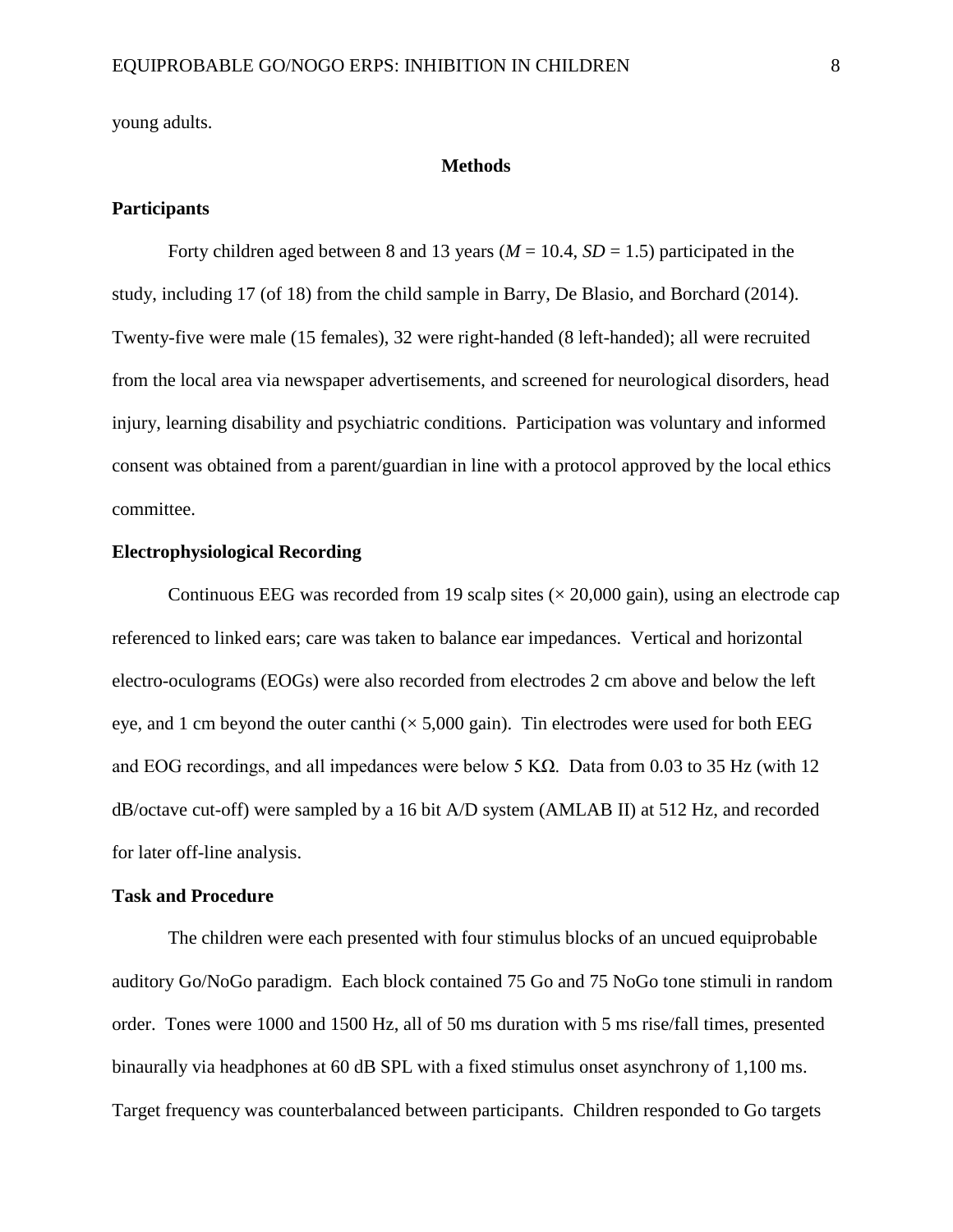young adults.

## Methods

### Participants

Forty children aged between 8 and 13 years (*M* = 10.4, *SD* = 1.5) participated in the study, including 17 (of 18) from the child sample in Barry, De Blasio, and Borchard (2014). Twenty-five were male (15 females), 32 were right-handed (8 left-handed); all were recruited from the local area via newspaper advertisements, and screened for neurological disorders, head injury, learning disability and psychiatric conditions. Participation was voluntary and informed consent was obtained from a parent/guardian in line with a protocol approved by the local ethics committee.

### Electrophysiological Recording

Continuous EEG was recorded from 19 scalp sites (× 20,000 gain), using an electrode cap referenced to linked ears; care was taken to balance ear impedances. Vertical and horizontal electro-oculograms (EOGs) were also recorded from electrodes 2 cm above and below the left eye, and 1 cm beyond the outer canthi (× 5,000 gain). Tin electrodes were used for both EEG and EOG recordings, and all impedances were below 5 KΩ. Data from 0.03 to 35 Hz (with 12 dB/octave cut-off) were sampled by a 16 bit A/D system (AMLAB II) at 512 Hz, and recorded for later off-line analysis.

### Task and Procedure

The children were each presented with four stimulus blocks of an uncued equiprobable auditory Go/NoGo paradigm. Each block contained 75 Go and 75 NoGo tone stimuli in random order. Tones were 1000 and 1500 Hz, all of 50 ms duration with 5 ms rise/fall times, presented binaurally via headphones at 60 dB SPL with a fixed stimulus onset asynchrony of 1,100 ms. Target frequency was counterbalanced between participants. Children responded to Go targets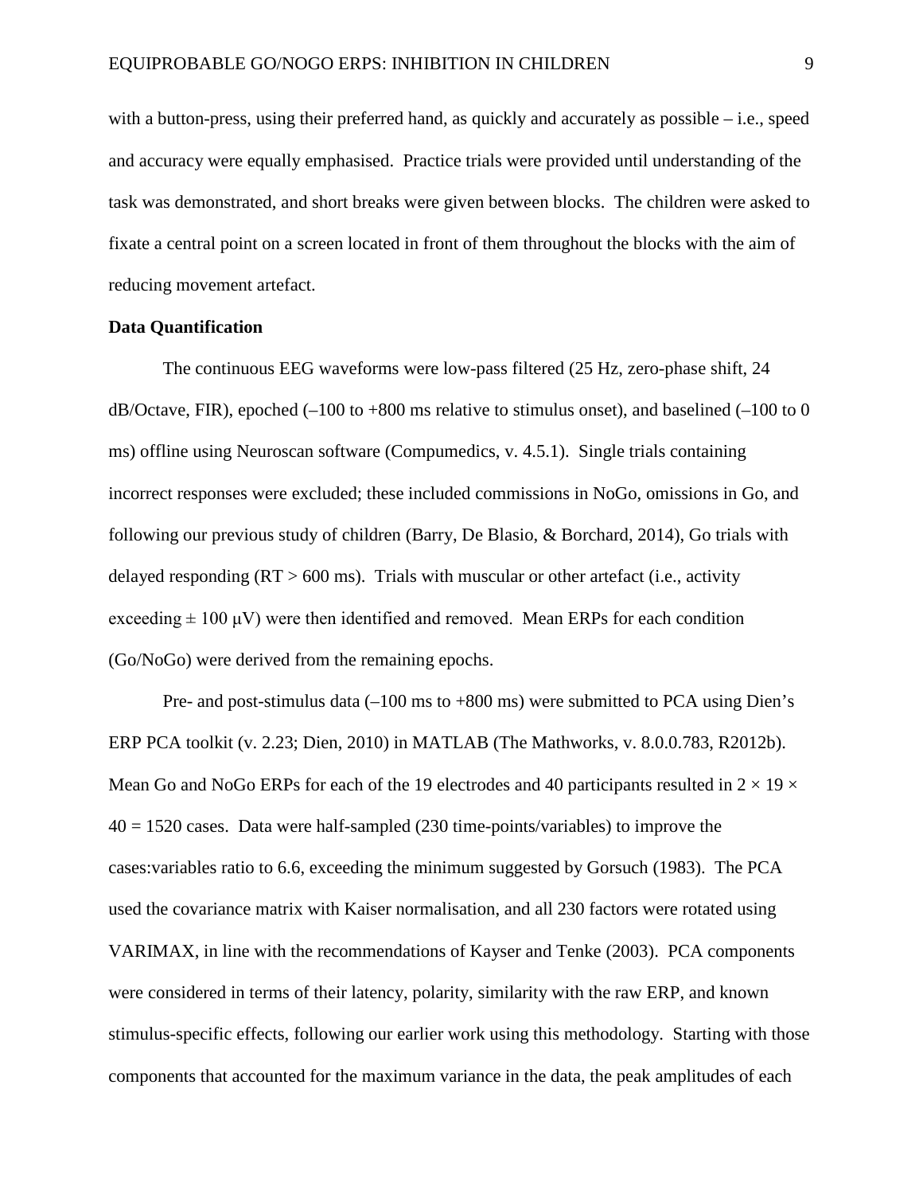with a button-press, using their preferred hand, as quickly and accurately as possible – i.e., speed and accuracy were equally emphasised. Practice trials were provided until understanding of the task was demonstrated, and short breaks were given between blocks. The children were asked to fixate a central point on a screen located in front of them throughout the blocks with the aim of reducing movement artefact.

**Data Quantification**

The continuous EEG waveforms were low-pass filtered (25 Hz, zero-phase shift, 24 dB/Octave, FIR), epoched (–100 to +800 ms relative to stimulus onset), and baselined (–100 to 0 ms) offline using Neuroscan software (Compumedics, v. 4.5.1). Single trials containing incorrect responses were excluded; these included commissions in NoGo, omissions in Go, and following our previous study of children (Barry, De Blasio, & Borchard, 2014), Go trials with delayed responding (RT > 600 ms). Trials with muscular or other artefact (i.e., activity exceeding ± 100 μV) were then identified and removed. Mean ERPs for each condition (Go/NoGo) were derived from the remaining epochs.

Pre- and post-stimulus data (–100 ms to +800 ms) were submitted to PCA using Dien's ERP PCA toolkit (v. 2.23; Dien, 2010) in MATLAB (The Mathworks, v. 8.0.0.783, R2012b). Mean Go and NoGo ERPs for each of the 19 electrodes and 40 participants resulted in $2 \times 19 \times 40 = 1520$ cases. Data were half-sampled (230 time-points/variables) to improve the cases:variables ratio to 6.6, exceeding the minimum suggested by Gorsuch (1983). The PCA used the covariance matrix with Kaiser normalisation, and all 230 factors were rotated using VARIMAX, in line with the recommendations of Kayser and Tenke (2003). PCA components were considered in terms of their latency, polarity, similarity with the raw ERP, and known stimulus-specific effects, following our earlier work using this methodology. Starting with those components that accounted for the maximum variance in the data, the peak amplitudes of each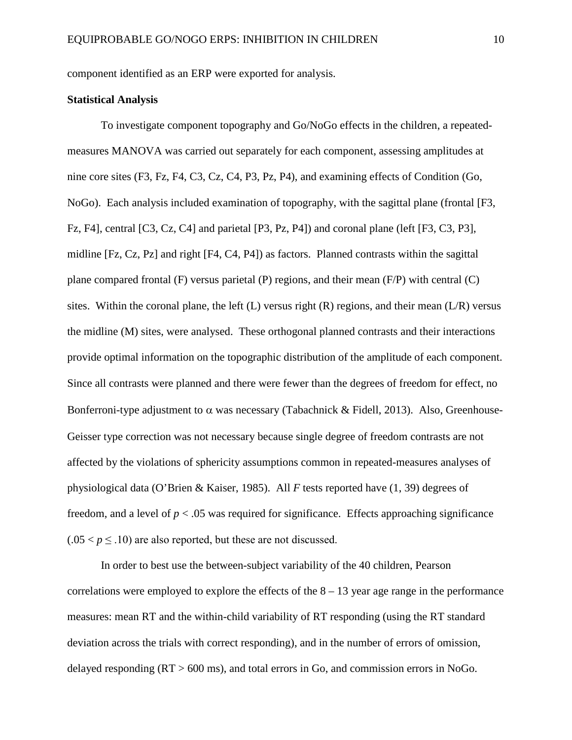component identified as an ERP were exported for analysis.

**Statistical Analysis**

To investigate component topography and Go/NoGo effects in the children, a repeated-measures MANOVA was carried out separately for each component, assessing amplitudes at nine core sites (F3, Fz, F4, C3, Cz, C4, P3, Pz, P4), and examining effects of Condition (Go, NoGo). Each analysis included examination of topography, with the sagittal plane (frontal [F3, Fz, F4], central [C3, Cz, C4] and parietal [P3, Pz, P4]) and coronal plane (left [F3, C3, P3], midline [Fz, Cz, Pz] and right [F4, C4, P4]) as factors. Planned contrasts within the sagittal plane compared frontal (F) versus parietal (P) regions, and their mean (F/P) with central (C) sites. Within the coronal plane, the left (L) versus right (R) regions, and their mean (L/R) versus the midline (M) sites, were analysed. These orthogonal planned contrasts and their interactions provide optimal information on the topographic distribution of the amplitude of each component. Since all contrasts were planned and there were fewer than the degrees of freedom for effect, no Bonferroni-type adjustment to $\alpha$ was necessary (Tabachnick & Fidell, 2013). Also, Greenhouse-Geisser type correction was not necessary because single degree of freedom contrasts are not affected by the violations of sphericity assumptions common in repeated-measures analyses of physiological data (O'Brien & Kaiser, 1985). All $F$ tests reported have (1, 39) degrees of freedom, and a level of $p < .05$ was required for significance. Effects approaching significance ($.05 < p \leq .10$) are also reported, but these are not discussed.

In order to best use the between-subject variability of the 40 children, Pearson correlations were employed to explore the effects of the 8 – 13 year age range in the performance measures: mean RT and the within-child variability of RT responding (using the RT standard deviation across the trials with correct responding), and in the number of errors of omission, delayed responding (RT > 600 ms), and total errors in Go, and commission errors in NoGo.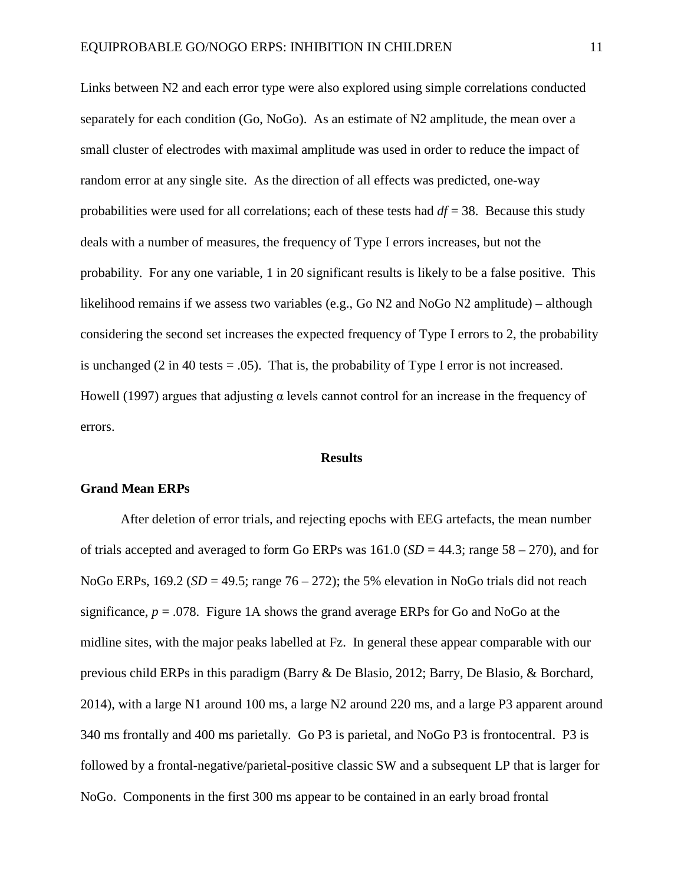Links between N2 and each error type were also explored using simple correlations conducted separately for each condition (Go, NoGo). As an estimate of N2 amplitude, the mean over a small cluster of electrodes with maximal amplitude was used in order to reduce the impact of random error at any single site. As the direction of all effects was predicted, one-way probabilities were used for all correlations; each of these tests had $df = 38$. Because this study deals with a number of measures, the frequency of Type I errors increases, but not the probability. For any one variable, 1 in 20 significant results is likely to be a false positive. This likelihood remains if we assess two variables (e.g., Go N2 and NoGo N2 amplitude) – although considering the second set increases the expected frequency of Type I errors to 2, the probability is unchanged (2 in 40 tests = .05). That is, the probability of Type I error is not increased. Howell (1997) argues that adjusting α levels cannot control for an increase in the frequency of errors.

## Results

### Grand Mean ERPs

After deletion of error trials, and rejecting epochs with EEG artefacts, the mean number of trials accepted and averaged to form Go ERPs was 161.0 ($SD = 44.3$; range 58 – 270), and for NoGo ERPs, 169.2 ($SD = 49.5$; range 76 – 272); the 5% elevation in NoGo trials did not reach significance, $p = .078$. Figure 1A shows the grand average ERPs for Go and NoGo at the midline sites, with the major peaks labelled at Fz. In general these appear comparable with our previous child ERPs in this paradigm (Barry & De Blasio, 2012; Barry, De Blasio, & Borchard, 2014), with a large N1 around 100 ms, a large N2 around 220 ms, and a large P3 apparent around 340 ms frontally and 400 ms parietally. Go P3 is parietal, and NoGo P3 is frontocentral. P3 is followed by a frontal-negative/parietal-positive classic SW and a subsequent LP that is larger for NoGo. Components in the first 300 ms appear to be contained in an early broad frontal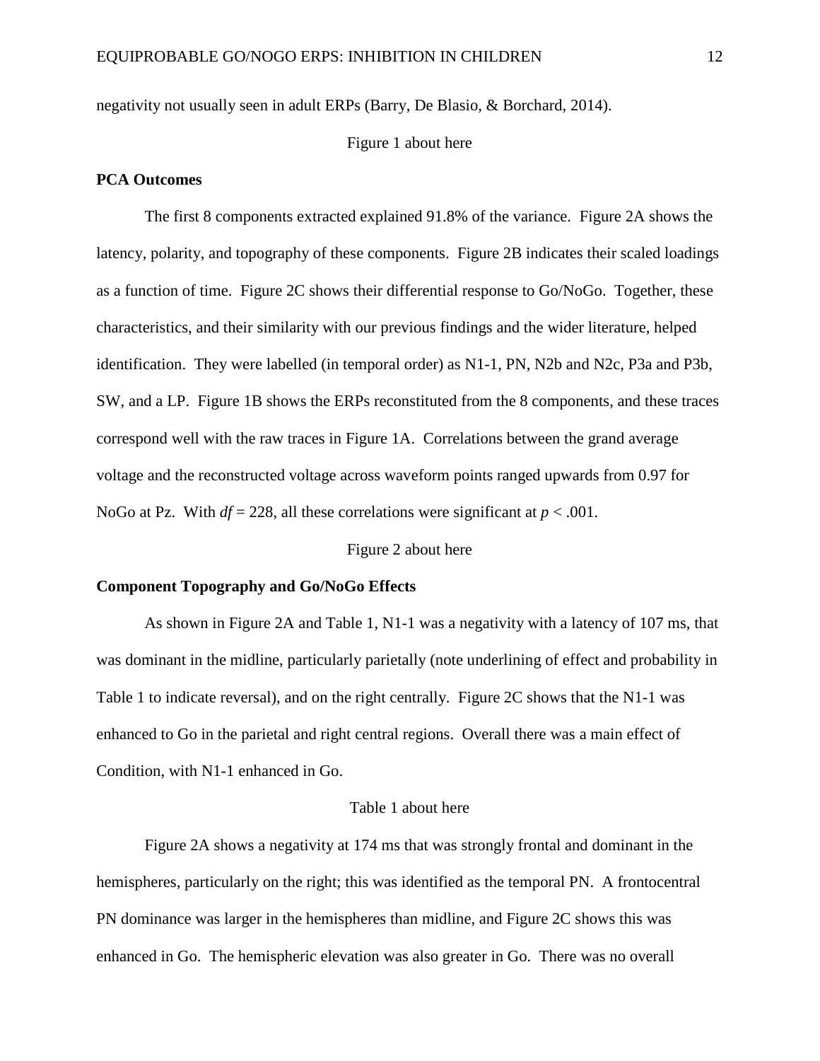negativity not usually seen in adult ERPs (Barry, De Blasio, & Borchard, 2014).

Figure 1 about here

**PCA Outcomes**

The first 8 components extracted explained 91.8% of the variance. Figure 2A shows the latency, polarity, and topography of these components. Figure 2B indicates their scaled loadings as a function of time. Figure 2C shows their differential response to Go/NoGo. Together, these characteristics, and their similarity with our previous findings and the wider literature, helped identification. They were labelled (in temporal order) as N1-1, PN, N2b and N2c, P3a and P3b, SW, and a LP. Figure 1B shows the ERPs reconstituted from the 8 components, and these traces correspond well with the raw traces in Figure 1A. Correlations between the grand average voltage and the reconstructed voltage across waveform points ranged upwards from 0.97 for NoGo at Pz. With $df = 228$, all these correlations were significant at $p < .001$.

Figure 2 about here

**Component Topography and Go/NoGo Effects**

As shown in Figure 2A and Table 1, N1-1 was a negativity with a latency of 107 ms, that was dominant in the midline, particularly parietally (note underlining of effect and probability in Table 1 to indicate reversal), and on the right centrally. Figure 2C shows that the N1-1 was enhanced to Go in the parietal and right central regions. Overall there was a main effect of Condition, with N1-1 enhanced in Go.

Table 1 about here

Figure 2A shows a negativity at 174 ms that was strongly frontal and dominant in the hemispheres, particularly on the right; this was identified as the temporal PN. A frontocentral PN dominance was larger in the hemispheres than midline, and Figure 2C shows this was enhanced in Go. The hemispheric elevation was also greater in Go. There was no overall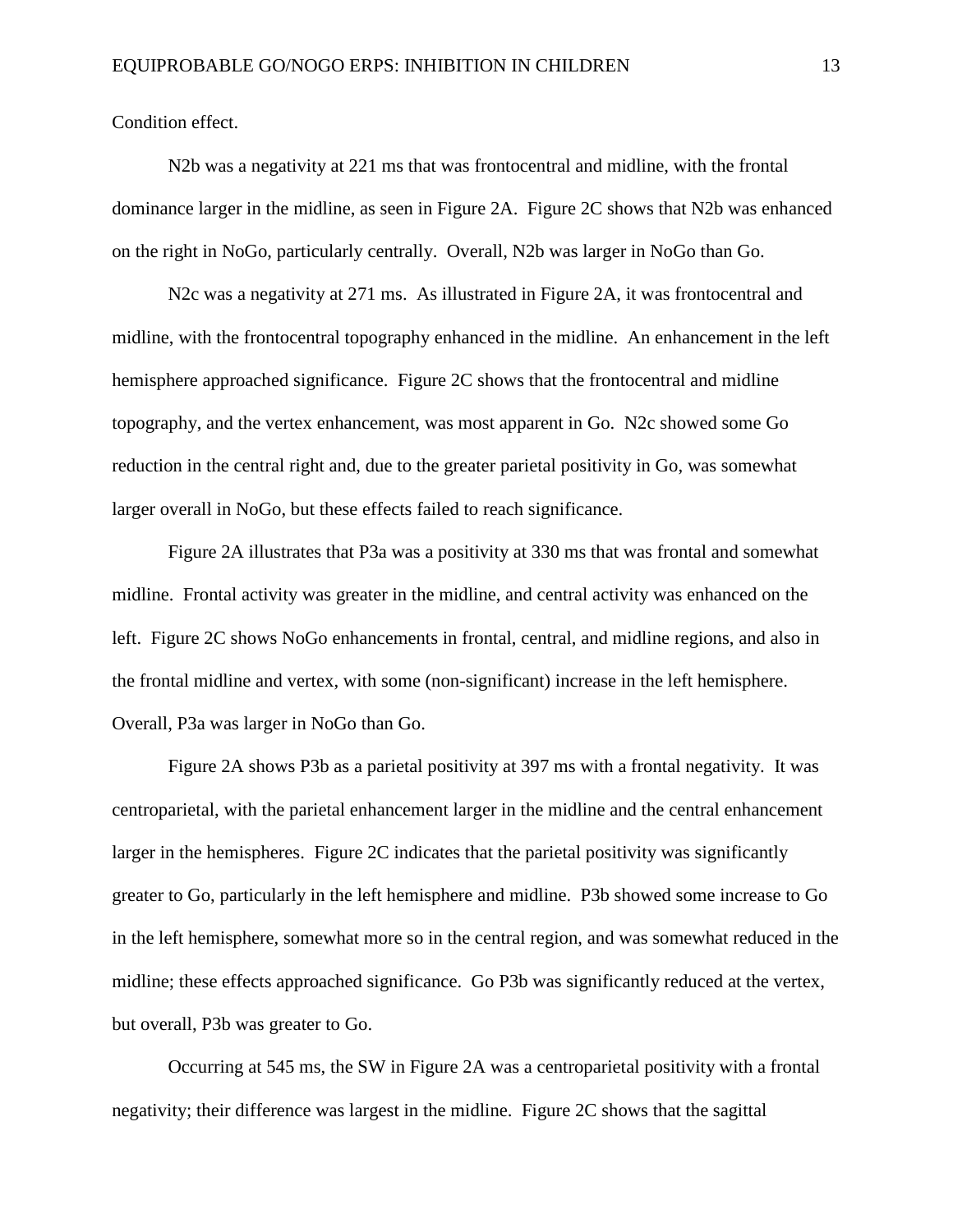Condition effect.

N2b was a negativity at 221 ms that was frontocentral and midline, with the frontal dominance larger in the midline, as seen in Figure 2A. Figure 2C shows that N2b was enhanced on the right in NoGo, particularly centrally. Overall, N2b was larger in NoGo than Go.

N2c was a negativity at 271 ms. As illustrated in Figure 2A, it was frontocentral and midline, with the frontocentral topography enhanced in the midline. An enhancement in the left hemisphere approached significance. Figure 2C shows that the frontocentral and midline topography, and the vertex enhancement, was most apparent in Go. N2c showed some Go reduction in the central right and, due to the greater parietal positivity in Go, was somewhat larger overall in NoGo, but these effects failed to reach significance.

Figure 2A illustrates that P3a was a positivity at 330 ms that was frontal and somewhat midline. Frontal activity was greater in the midline, and central activity was enhanced on the left. Figure 2C shows NoGo enhancements in frontal, central, and midline regions, and also in the frontal midline and vertex, with some (non-significant) increase in the left hemisphere. Overall, P3a was larger in NoGo than Go.

Figure 2A shows P3b as a parietal positivity at 397 ms with a frontal negativity. It was centroparietal, with the parietal enhancement larger in the midline and the central enhancement larger in the hemispheres. Figure 2C indicates that the parietal positivity was significantly greater to Go, particularly in the left hemisphere and midline. P3b showed some increase to Go in the left hemisphere, somewhat more so in the central region, and was somewhat reduced in the midline; these effects approached significance. Go P3b was significantly reduced at the vertex, but overall, P3b was greater to Go.

Occurring at 545 ms, the SW in Figure 2A was a centroparietal positivity with a frontal negativity; their difference was largest in the midline. Figure 2C shows that the sagittal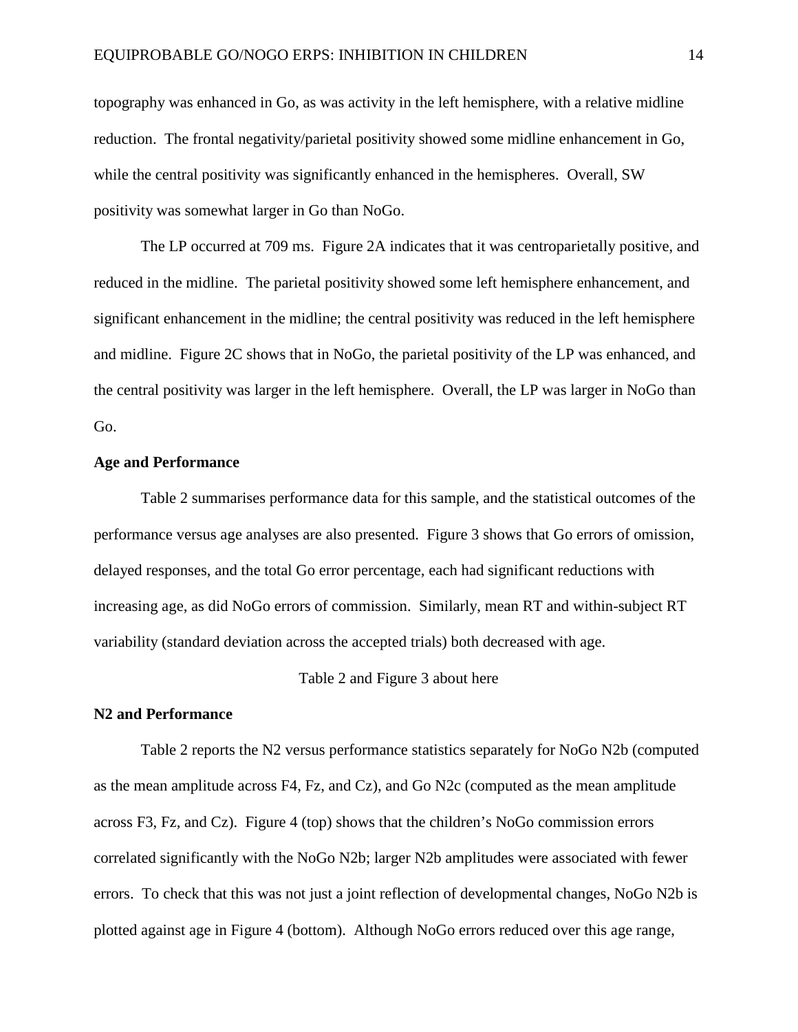topography was enhanced in Go, as was activity in the left hemisphere, with a relative midline reduction. The frontal negativity/parietal positivity showed some midline enhancement in Go, while the central positivity was significantly enhanced in the hemispheres. Overall, SW positivity was somewhat larger in Go than NoGo.

The LP occurred at 709 ms. Figure 2A indicates that it was centroparietally positive, and reduced in the midline. The parietal positivity showed some left hemisphere enhancement, and significant enhancement in the midline; the central positivity was reduced in the left hemisphere and midline. Figure 2C shows that in NoGo, the parietal positivity of the LP was enhanced, and the central positivity was larger in the left hemisphere. Overall, the LP was larger in NoGo than Go.

**Age and Performance**

Table 2 summarises performance data for this sample, and the statistical outcomes of the performance versus age analyses are also presented. Figure 3 shows that Go errors of omission, delayed responses, and the total Go error percentage, each had significant reductions with increasing age, as did NoGo errors of commission. Similarly, mean RT and within-subject RT variability (standard deviation across the accepted trials) both decreased with age.

Table 2 and Figure 3 about here

**N2 and Performance**

Table 2 reports the N2 versus performance statistics separately for NoGo N2b (computed as the mean amplitude across F4, Fz, and Cz), and Go N2c (computed as the mean amplitude across F3, Fz, and Cz). Figure 4 (top) shows that the children's NoGo commission errors correlated significantly with the NoGo N2b; larger N2b amplitudes were associated with fewer errors. To check that this was not just a joint reflection of developmental changes, NoGo N2b is plotted against age in Figure 4 (bottom). Although NoGo errors reduced over this age range,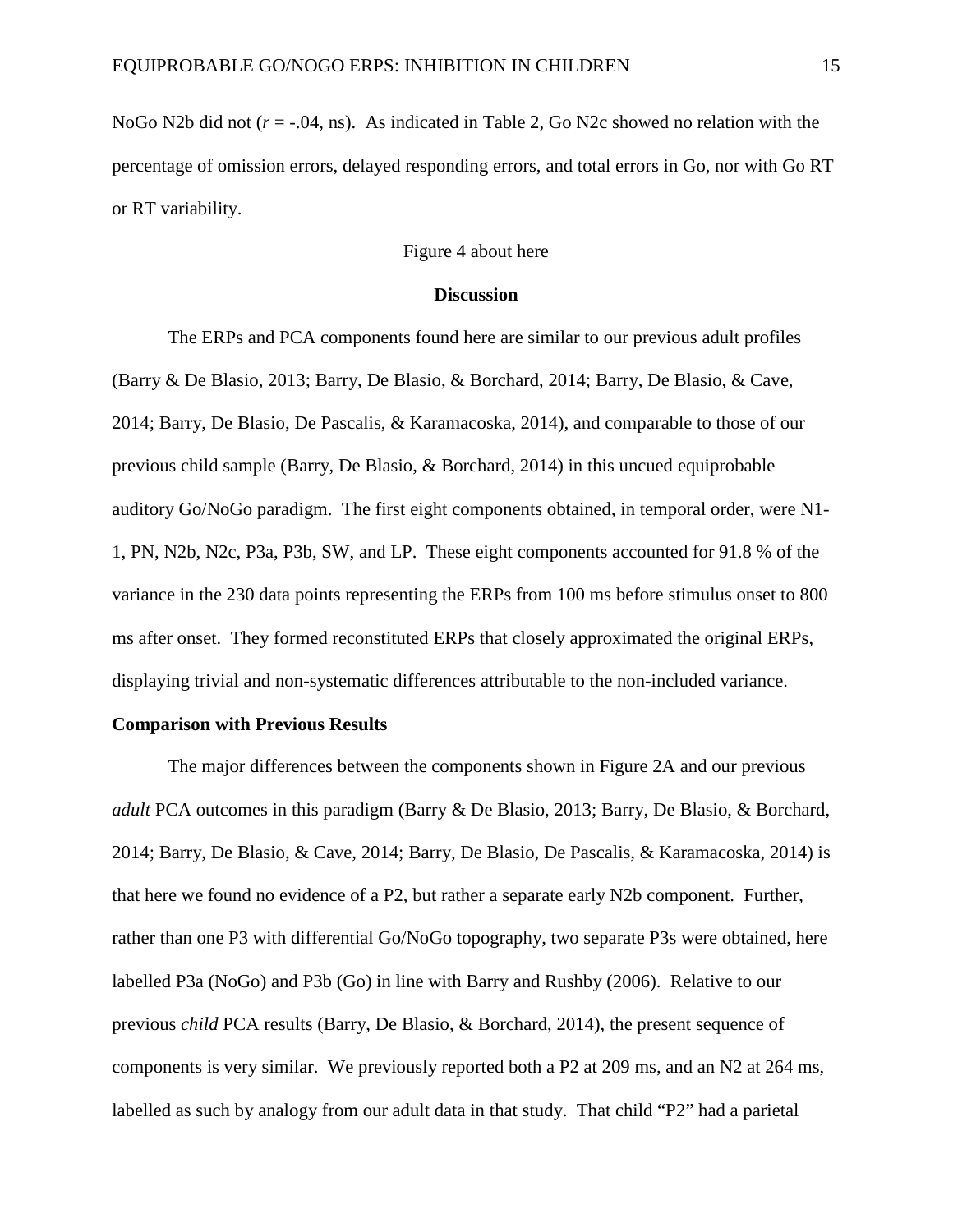NoGo N2b did not (*r* = -.04, ns). As indicated in Table 2, Go N2c showed no relation with the percentage of omission errors, delayed responding errors, and total errors in Go, nor with Go RT or RT variability.

Figure 4 about here

## Discussion

The ERPs and PCA components found here are similar to our previous adult profiles (Barry & De Blasio, 2013; Barry, De Blasio, & Borchard, 2014; Barry, De Blasio, & Cave, 2014; Barry, De Blasio, De Pascalis, & Karamacoska, 2014), and comparable to those of our previous child sample (Barry, De Blasio, & Borchard, 2014) in this uncued equiprobable auditory Go/NoGo paradigm. The first eight components obtained, in temporal order, were N1-1, PN, N2b, N2c, P3a, P3b, SW, and LP. These eight components accounted for 91.8 % of the variance in the 230 data points representing the ERPs from 100 ms before stimulus onset to 800 ms after onset. They formed reconstituted ERPs that closely approximated the original ERPs, displaying trivial and non-systematic differences attributable to the non-included variance.

### Comparison with Previous Results

The major differences between the components shown in Figure 2A and our previous *adult* PCA outcomes in this paradigm (Barry & De Blasio, 2013; Barry, De Blasio, & Borchard, 2014; Barry, De Blasio, & Cave, 2014; Barry, De Blasio, De Pascalis, & Karamacoska, 2014) is that here we found no evidence of a P2, but rather a separate early N2b component. Further, rather than one P3 with differential Go/NoGo topography, two separate P3s were obtained, here labelled P3a (NoGo) and P3b (Go) in line with Barry and Rushby (2006). Relative to our previous *child* PCA results (Barry, De Blasio, & Borchard, 2014), the present sequence of components is very similar. We previously reported both a P2 at 209 ms, and an N2 at 264 ms, labelled as such by analogy from our adult data in that study. That child "P2" had a parietal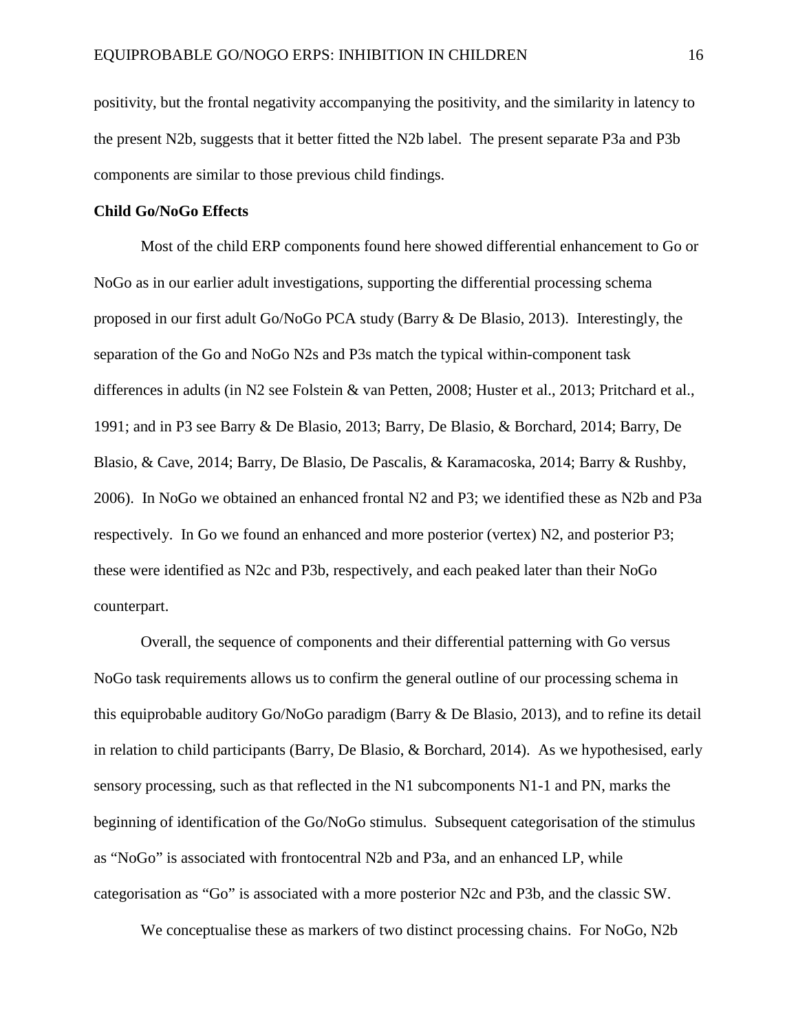positivity, but the frontal negativity accompanying the positivity, and the similarity in latency to the present N2b, suggests that it better fitted the N2b label. The present separate P3a and P3b components are similar to those previous child findings.

**Child Go/NoGo Effects**

Most of the child ERP components found here showed differential enhancement to Go or NoGo as in our earlier adult investigations, supporting the differential processing schema proposed in our first adult Go/NoGo PCA study (Barry & De Blasio, 2013). Interestingly, the separation of the Go and NoGo N2s and P3s match the typical within-component task differences in adults (in N2 see Folstein & van Petten, 2008; Huster et al., 2013; Pritchard et al., 1991; and in P3 see Barry & De Blasio, 2013; Barry, De Blasio, & Borchard, 2014; Barry, De Blasio, & Cave, 2014; Barry, De Blasio, De Pascalis, & Karamacoska, 2014; Barry & Rushby, 2006). In NoGo we obtained an enhanced frontal N2 and P3; we identified these as N2b and P3a respectively. In Go we found an enhanced and more posterior (vertex) N2, and posterior P3; these were identified as N2c and P3b, respectively, and each peaked later than their NoGo counterpart.

Overall, the sequence of components and their differential patterning with Go versus NoGo task requirements allows us to confirm the general outline of our processing schema in this equiprobable auditory Go/NoGo paradigm (Barry & De Blasio, 2013), and to refine its detail in relation to child participants (Barry, De Blasio, & Borchard, 2014). As we hypothesised, early sensory processing, such as that reflected in the N1 subcomponents N1-1 and PN, marks the beginning of identification of the Go/NoGo stimulus. Subsequent categorisation of the stimulus as "NoGo" is associated with frontocentral N2b and P3a, and an enhanced LP, while categorisation as "Go" is associated with a more posterior N2c and P3b, and the classic SW.

We conceptualise these as markers of two distinct processing chains. For NoGo, N2b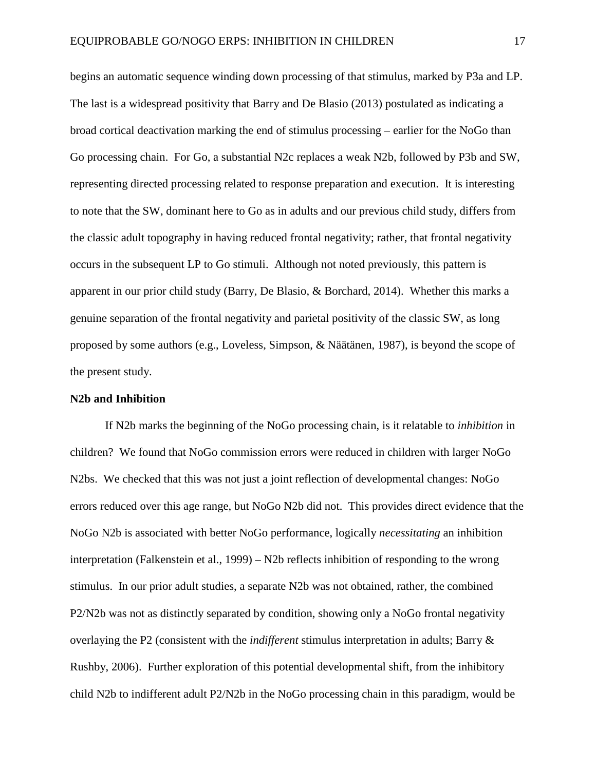begins an automatic sequence winding down processing of that stimulus, marked by P3a and LP. The last is a widespread positivity that Barry and De Blasio (2013) postulated as indicating a broad cortical deactivation marking the end of stimulus processing – earlier for the NoGo than Go processing chain. For Go, a substantial N2c replaces a weak N2b, followed by P3b and SW, representing directed processing related to response preparation and execution. It is interesting to note that the SW, dominant here to Go as in adults and our previous child study, differs from the classic adult topography in having reduced frontal negativity; rather, that frontal negativity occurs in the subsequent LP to Go stimuli. Although not noted previously, this pattern is apparent in our prior child study (Barry, De Blasio, & Borchard, 2014). Whether this marks a genuine separation of the frontal negativity and parietal positivity of the classic SW, as long proposed by some authors (e.g., Loveless, Simpson, & Näätänen, 1987), is beyond the scope of the present study.

**N2b and Inhibition**

If N2b marks the beginning of the NoGo processing chain, is it relatable to *inhibition* in children? We found that NoGo commission errors were reduced in children with larger NoGo N2bs. We checked that this was not just a joint reflection of developmental changes: NoGo errors reduced over this age range, but NoGo N2b did not. This provides direct evidence that the NoGo N2b is associated with better NoGo performance, logically *necessitating* an inhibition interpretation (Falkenstein et al., 1999) – N2b reflects inhibition of responding to the wrong stimulus. In our prior adult studies, a separate N2b was not obtained, rather, the combined P2/N2b was not as distinctly separated by condition, showing only a NoGo frontal negativity overlaying the P2 (consistent with the *indifferent* stimulus interpretation in adults; Barry & Rushby, 2006). Further exploration of this potential developmental shift, from the inhibitory child N2b to indifferent adult P2/N2b in the NoGo processing chain in this paradigm, would be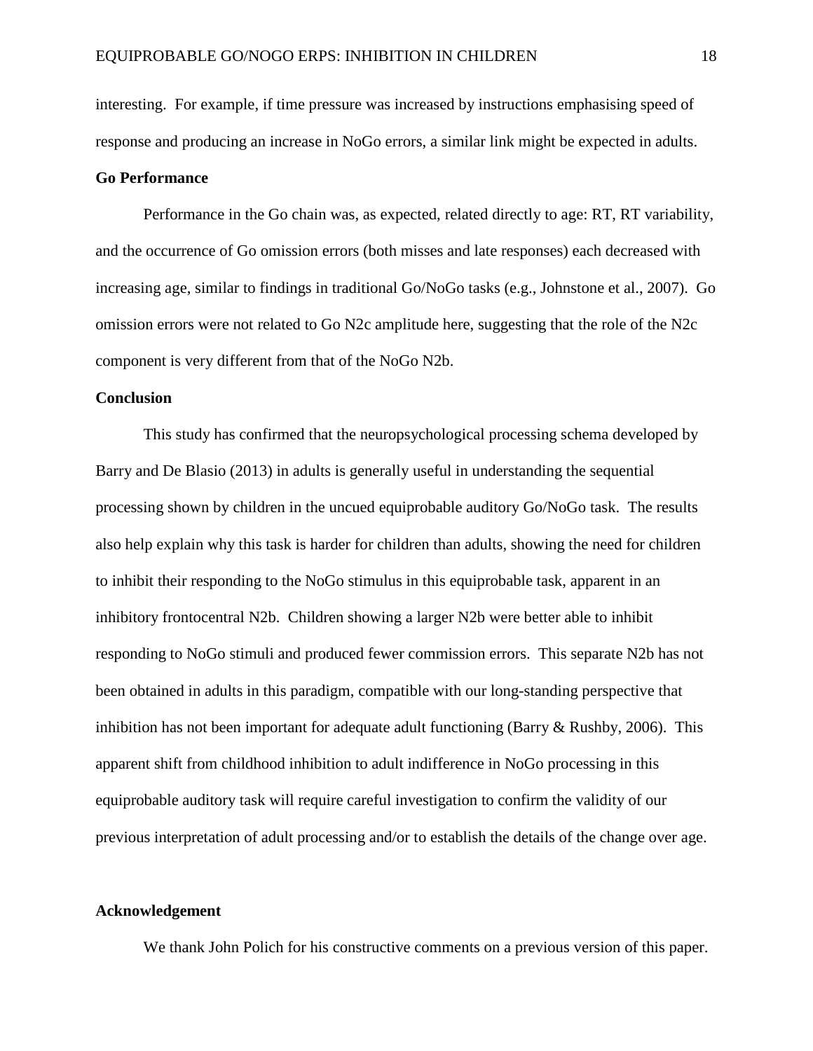interesting. For example, if time pressure was increased by instructions emphasising speed of response and producing an increase in NoGo errors, a similar link might be expected in adults.

**Go Performance**

Performance in the Go chain was, as expected, related directly to age: RT, RT variability, and the occurrence of Go omission errors (both misses and late responses) each decreased with increasing age, similar to findings in traditional Go/NoGo tasks (e.g., Johnstone et al., 2007). Go omission errors were not related to Go N2c amplitude here, suggesting that the role of the N2c component is very different from that of the NoGo N2b.

**Conclusion**

This study has confirmed that the neuropsychological processing schema developed by Barry and De Blasio (2013) in adults is generally useful in understanding the sequential processing shown by children in the uncued equiprobable auditory Go/NoGo task. The results also help explain why this task is harder for children than adults, showing the need for children to inhibit their responding to the NoGo stimulus in this equiprobable task, apparent in an inhibitory frontocentral N2b. Children showing a larger N2b were better able to inhibit responding to NoGo stimuli and produced fewer commission errors. This separate N2b has not been obtained in adults in this paradigm, compatible with our long-standing perspective that inhibition has not been important for adequate adult functioning (Barry & Rushby, 2006). This apparent shift from childhood inhibition to adult indifference in NoGo processing in this equiprobable auditory task will require careful investigation to confirm the validity of our previous interpretation of adult processing and/or to establish the details of the change over age.

**Acknowledgement**

We thank John Polich for his constructive comments on a previous version of this paper.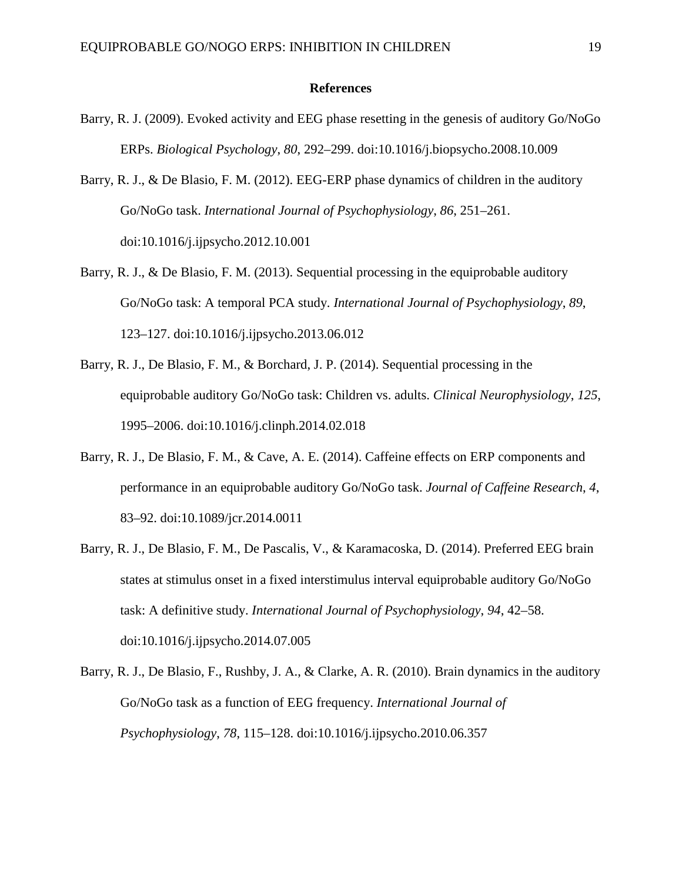## References

Barry, R. J. (2009). Evoked activity and EEG phase resetting in the genesis of auditory Go/NoGo ERPs. *Biological Psychology*, *80*, 292–299. doi:10.1016/j.biopsycho.2008.10.009

Barry, R. J., & De Blasio, F. M. (2012). EEG-ERP phase dynamics of children in the auditory Go/NoGo task. *International Journal of Psychophysiology*, *86*, 251–261. doi:10.1016/j.ijpsycho.2012.10.001

Barry, R. J., & De Blasio, F. M. (2013). Sequential processing in the equiprobable auditory Go/NoGo task: A temporal PCA study. *International Journal of Psychophysiology*, *89*, 123–127. doi:10.1016/j.ijpsycho.2013.06.012

Barry, R. J., De Blasio, F. M., & Borchard, J. P. (2014). Sequential processing in the equiprobable auditory Go/NoGo task: Children vs. adults. *Clinical Neurophysiology*, *125*, 1995–2006. doi:10.1016/j.clinph.2014.02.018

Barry, R. J., De Blasio, F. M., & Cave, A. E. (2014). Caffeine effects on ERP components and performance in an equiprobable auditory Go/NoGo task. *Journal of Caffeine Research*, *4*, 83–92. doi:10.1089/jcr.2014.0011

Barry, R. J., De Blasio, F. M., De Pascalis, V., & Karamacoska, D. (2014). Preferred EEG brain states at stimulus onset in a fixed interstimulus interval equiprobable auditory Go/NoGo task: A definitive study. *International Journal of Psychophysiology*, *94*, 42–58. doi:10.1016/j.ijpsycho.2014.07.005

Barry, R. J., De Blasio, F., Rushby, J. A., & Clarke, A. R. (2010). Brain dynamics in the auditory Go/NoGo task as a function of EEG frequency. *International Journal of Psychophysiology*, *78*, 115–128. doi:10.1016/j.ijpsycho.2010.06.357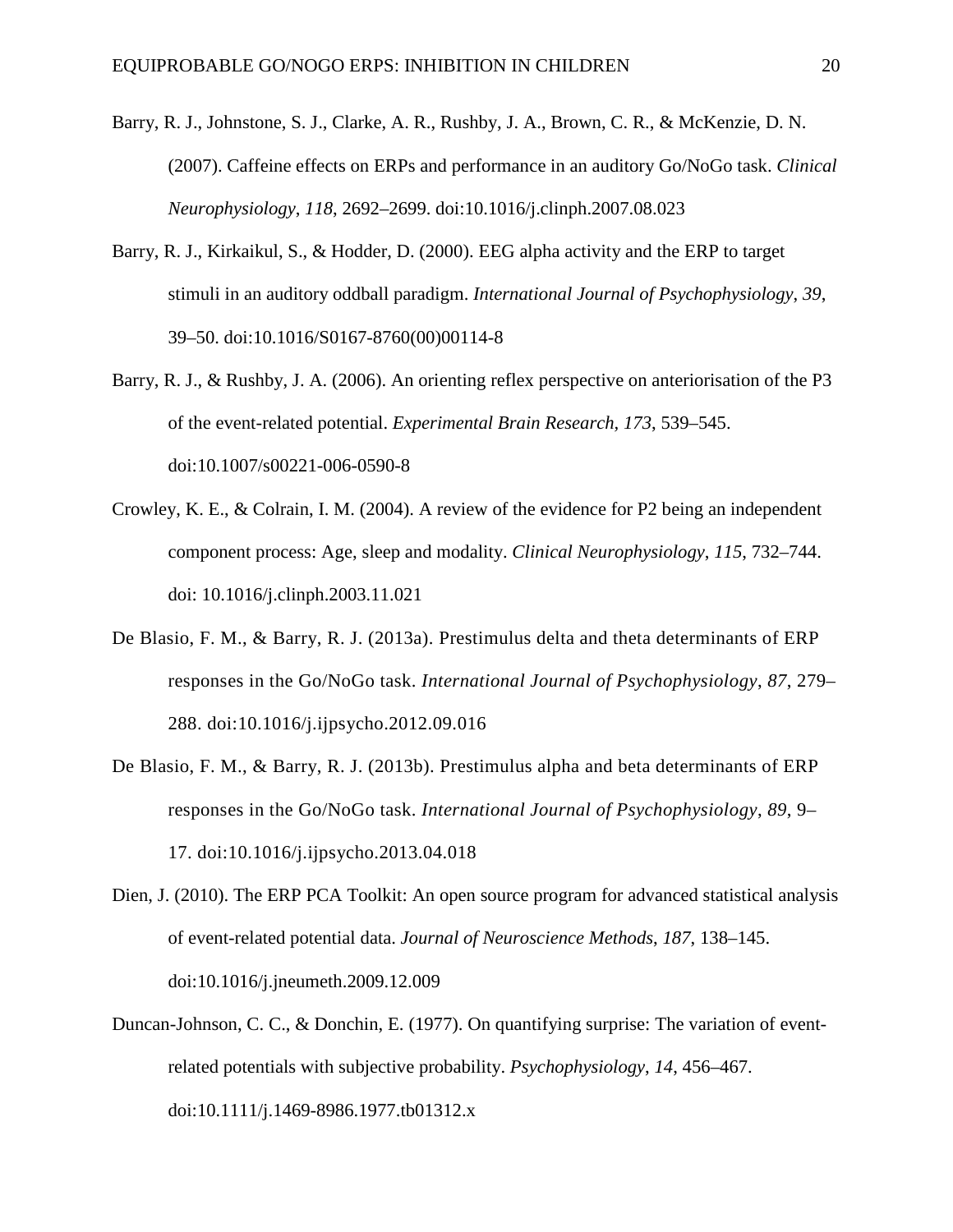Barry, R. J., Johnstone, S. J., Clarke, A. R., Rushby, J. A., Brown, C. R., & McKenzie, D. N. (2007). Caffeine effects on ERPs and performance in an auditory Go/NoGo task. *Clinical Neurophysiology*, *118*, 2692–2699. doi:10.1016/j.clinph.2007.08.023

Barry, R. J., Kirkaikul, S., & Hodder, D. (2000). EEG alpha activity and the ERP to target stimuli in an auditory oddball paradigm. *International Journal of Psychophysiology*, *39*, 39–50. doi:10.1016/S0167-8760(00)00114-8

Barry, R. J., & Rushby, J. A. (2006). An orienting reflex perspective on anteriorisation of the P3 of the event-related potential. *Experimental Brain Research, 173*, 539–545. doi:10.1007/s00221-006-0590-8

Crowley, K. E., & Colrain, I. M. (2004). A review of the evidence for P2 being an independent component process: Age, sleep and modality. *Clinical Neurophysiology*, *115*, 732–744. doi: 10.1016/j.clinph.2003.11.021

De Blasio, F. M., & Barry, R. J. (2013a). Prestimulus delta and theta determinants of ERP responses in the Go/NoGo task. *International Journal of Psychophysiology*, *87*, 279–288. doi:10.1016/j.ijpsycho.2012.09.016

De Blasio, F. M., & Barry, R. J. (2013b). Prestimulus alpha and beta determinants of ERP responses in the Go/NoGo task. *International Journal of Psychophysiology*, *89*, 9–17. doi:10.1016/j.ijpsycho.2013.04.018

Dien, J. (2010). The ERP PCA Toolkit: An open source program for advanced statistical analysis of event-related potential data. *Journal of Neuroscience Methods*, *187*, 138–145. doi:10.1016/j.jneumeth.2009.12.009

Duncan-Johnson, C. C., & Donchin, E. (1977). On quantifying surprise: The variation of event-related potentials with subjective probability. *Psychophysiology*, *14*, 456–467. doi:10.1111/j.1469-8986.1977.tb01312.x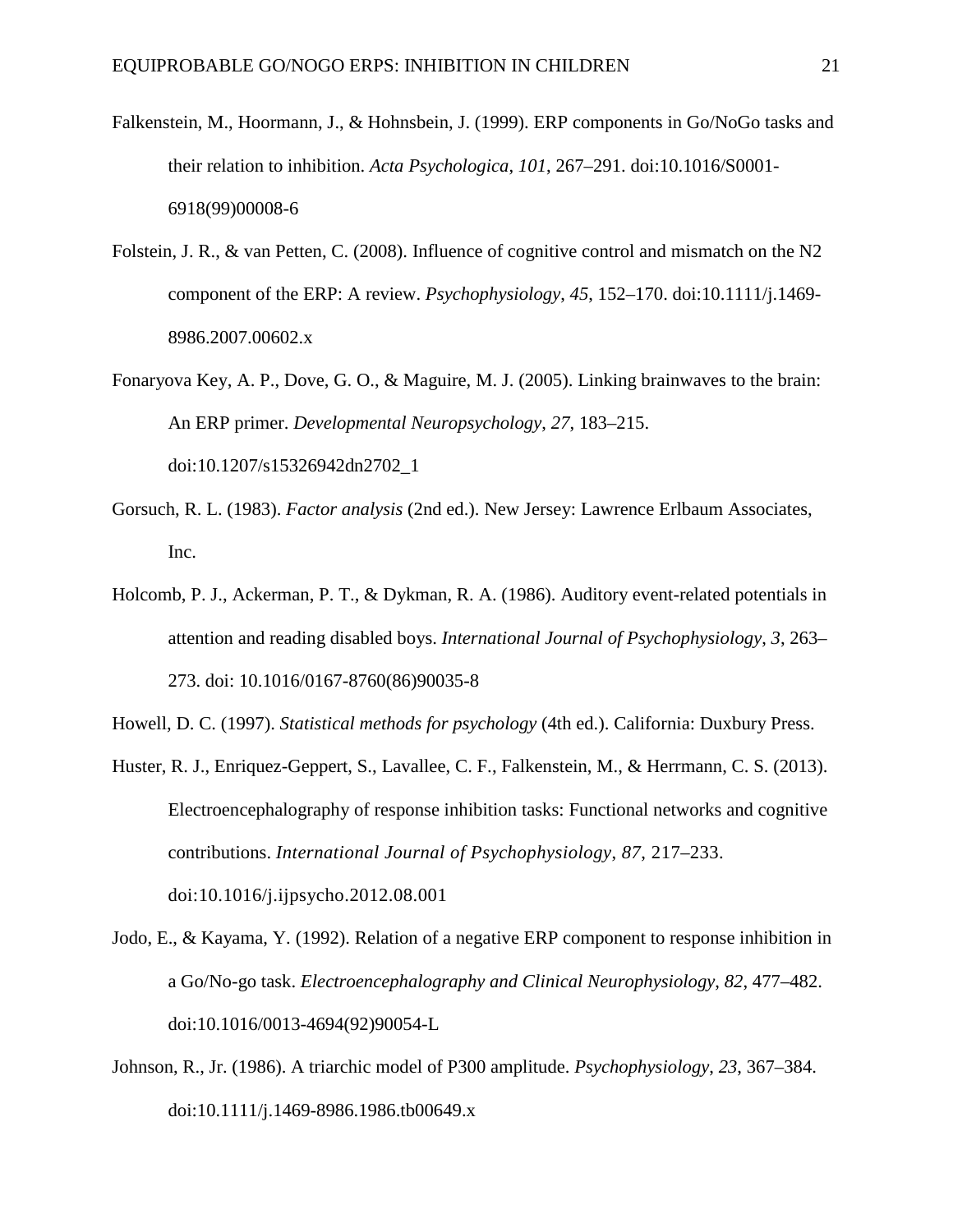Falkenstein, M., Hoormann, J., & Hohnsbein, J. (1999). ERP components in Go/NoGo tasks and their relation to inhibition. *Acta Psychologica*, *101*, 267–291. doi:10.1016/S0001-6918(99)00008-6

Folstein, J. R., & van Petten, C. (2008). Influence of cognitive control and mismatch on the N2 component of the ERP: A review. *Psychophysiology*, *45*, 152–170. doi:10.1111/j.1469-8986.2007.00602.x

Fonaryova Key, A. P., Dove, G. O., & Maguire, M. J. (2005). Linking brainwaves to the brain: An ERP primer. *Developmental Neuropsychology*, *27*, 183–215. doi:10.1207/s15326942dn2702_1

Gorsuch, R. L. (1983). *Factor analysis* (2nd ed.). New Jersey: Lawrence Erlbaum Associates, Inc.

Holcomb, P. J., Ackerman, P. T., & Dykman, R. A. (1986). Auditory event-related potentials in attention and reading disabled boys. *International Journal of Psychophysiology*, *3*, 263–273. doi: 10.1016/0167-8760(86)90035-8

Howell, D. C. (1997). *Statistical methods for psychology* (4th ed.). California: Duxbury Press.

Huster, R. J., Enriquez-Geppert, S., Lavallee, C. F., Falkenstein, M., & Herrmann, C. S. (2013). Electroencephalography of response inhibition tasks: Functional networks and cognitive contributions. *International Journal of Psychophysiology*, *87*, 217–233. doi:10.1016/j.ijpsycho.2012.08.001

Jodo, E., & Kayama, Y. (1992). Relation of a negative ERP component to response inhibition in a Go/No-go task. *Electroencephalography and Clinical Neurophysiology*, *82*, 477–482. doi:10.1016/0013-4694(92)90054-L

Johnson, R., Jr. (1986). A triarchic model of P300 amplitude. *Psychophysiology*, *23*, 367–384. doi:10.1111/j.1469-8986.1986.tb00649.x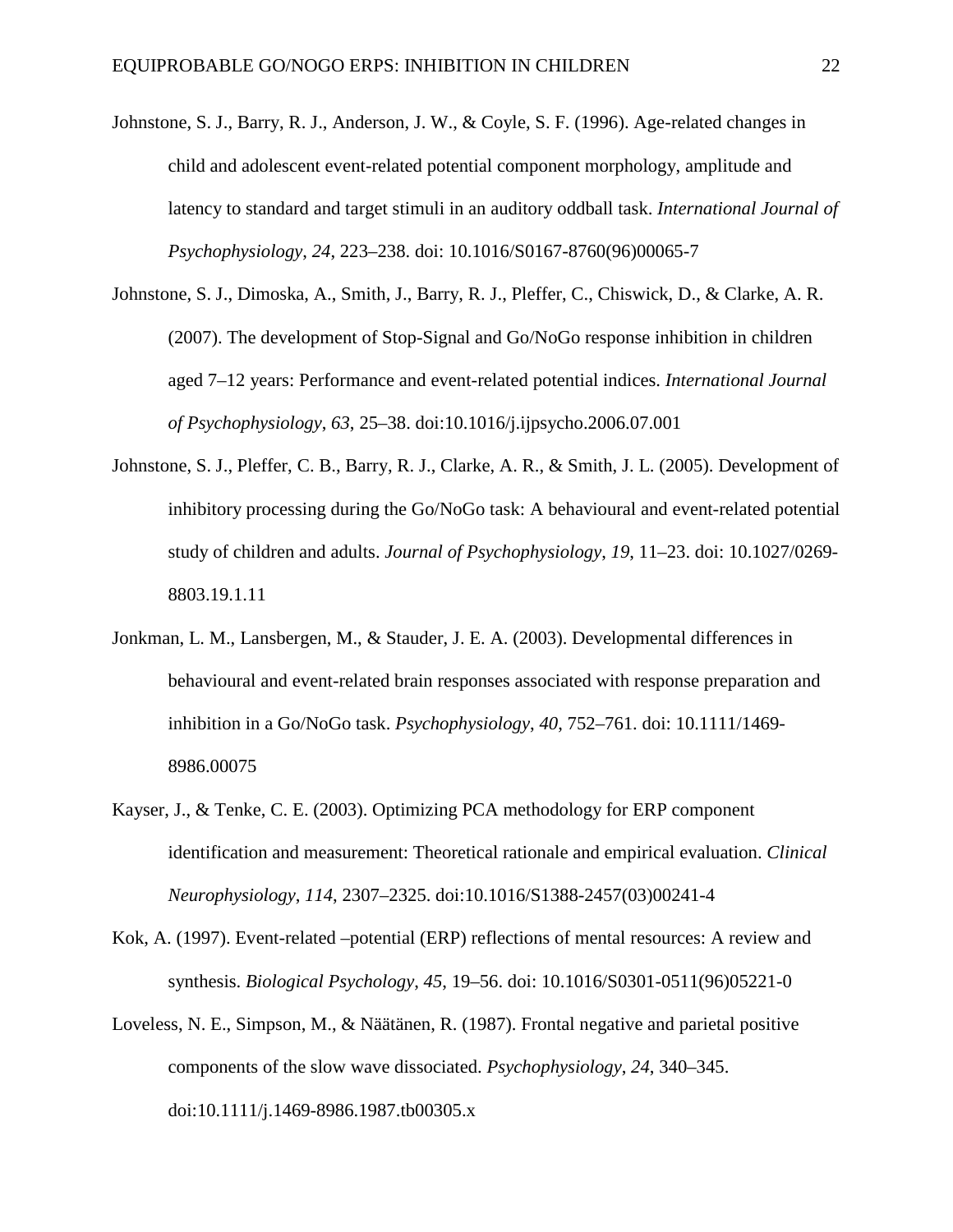Johnstone, S. J., Barry, R. J., Anderson, J. W., & Coyle, S. F. (1996). Age-related changes in child and adolescent event-related potential component morphology, amplitude and latency to standard and target stimuli in an auditory oddball task. *International Journal of Psychophysiology*, *24*, 223–238. doi: 10.1016/S0167-8760(96)00065-7

Johnstone, S. J., Dimoska, A., Smith, J., Barry, R. J., Pleffer, C., Chiswick, D., & Clarke, A. R. (2007). The development of Stop-Signal and Go/NoGo response inhibition in children aged 7–12 years: Performance and event-related potential indices. *International Journal of Psychophysiology*, *63*, 25–38. doi:10.1016/j.ijpsycho.2006.07.001

Johnstone, S. J., Pleffer, C. B., Barry, R. J., Clarke, A. R., & Smith, J. L. (2005). Development of inhibitory processing during the Go/NoGo task: A behavioural and event-related potential study of children and adults. *Journal of Psychophysiology*, *19*, 11–23. doi: 10.1027/0269-8803.19.1.11

Jonkman, L. M., Lansbergen, M., & Stauder, J. E. A. (2003). Developmental differences in behavioural and event-related brain responses associated with response preparation and inhibition in a Go/NoGo task. *Psychophysiology*, *40*, 752–761. doi: 10.1111/1469-8986.00075

Kayser, J., & Tenke, C. E. (2003). Optimizing PCA methodology for ERP component identification and measurement: Theoretical rationale and empirical evaluation. *Clinical Neurophysiology*, *114*, 2307–2325. doi:10.1016/S1388-2457(03)00241-4

Kok, A. (1997). Event-related –potential (ERP) reflections of mental resources: A review and synthesis. *Biological Psychology*, *45*, 19–56. doi: 10.1016/S0301-0511(96)05221-0

Loveless, N. E., Simpson, M., & Näätänen, R. (1987). Frontal negative and parietal positive components of the slow wave dissociated. *Psychophysiology*, *24*, 340–345. doi:10.1111/j.1469-8986.1987.tb00305.x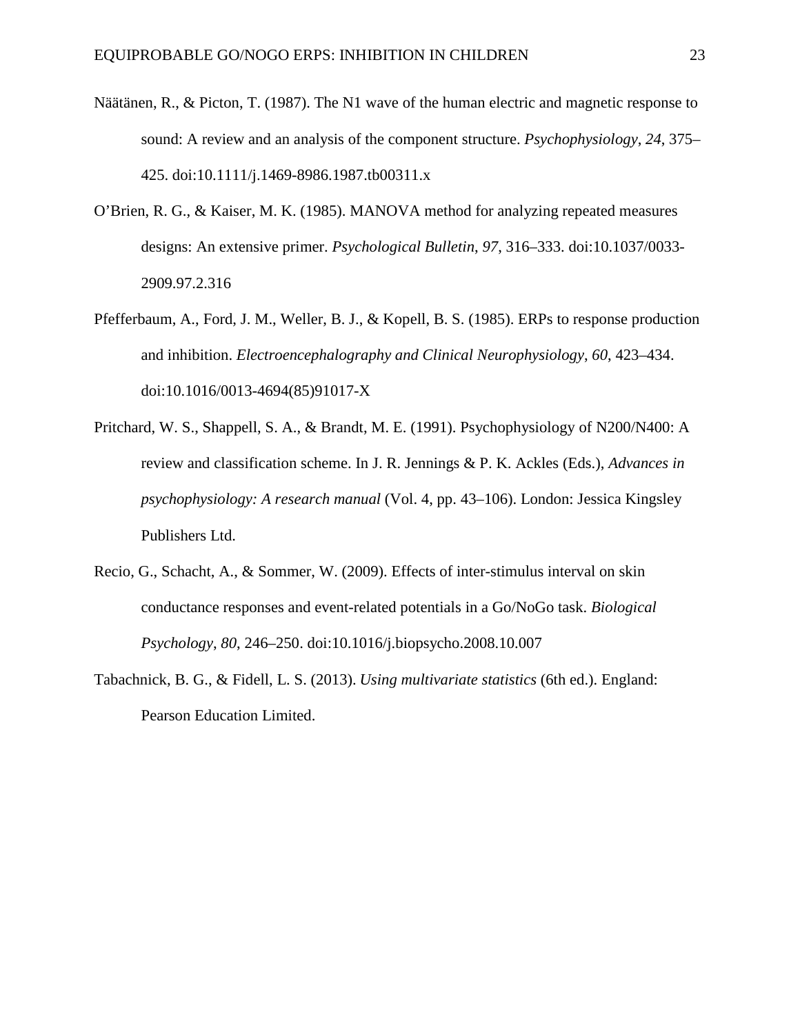Näätänen, R., & Picton, T. (1987). The N1 wave of the human electric and magnetic response to sound: A review and an analysis of the component structure. *Psychophysiology*, *24*, 375–425. doi:10.1111/j.1469-8986.1987.tb00311.x

O'Brien, R. G., & Kaiser, M. K. (1985). MANOVA method for analyzing repeated measures designs: An extensive primer. *Psychological Bulletin*, *97*, 316–333. doi:10.1037/0033-2909.97.2.316

Pfefferbaum, A., Ford, J. M., Weller, B. J., & Kopell, B. S. (1985). ERPs to response production and inhibition. *Electroencephalography and Clinical Neurophysiology*, *60*, 423–434. doi:10.1016/0013-4694(85)91017-X

Pritchard, W. S., Shappell, S. A., & Brandt, M. E. (1991). Psychophysiology of N200/N400: A review and classification scheme. In J. R. Jennings & P. K. Ackles (Eds.), *Advances in psychophysiology: A research manual* (Vol. 4, pp. 43–106). London: Jessica Kingsley Publishers Ltd.

Recio, G., Schacht, A., & Sommer, W. (2009). Effects of inter-stimulus interval on skin conductance responses and event-related potentials in a Go/NoGo task. *Biological Psychology*, *80*, 246–250. doi:10.1016/j.biopsycho.2008.10.007

Tabachnick, B. G., & Fidell, L. S. (2013). *Using multivariate statistics* (6th ed.). England: Pearson Education Limited.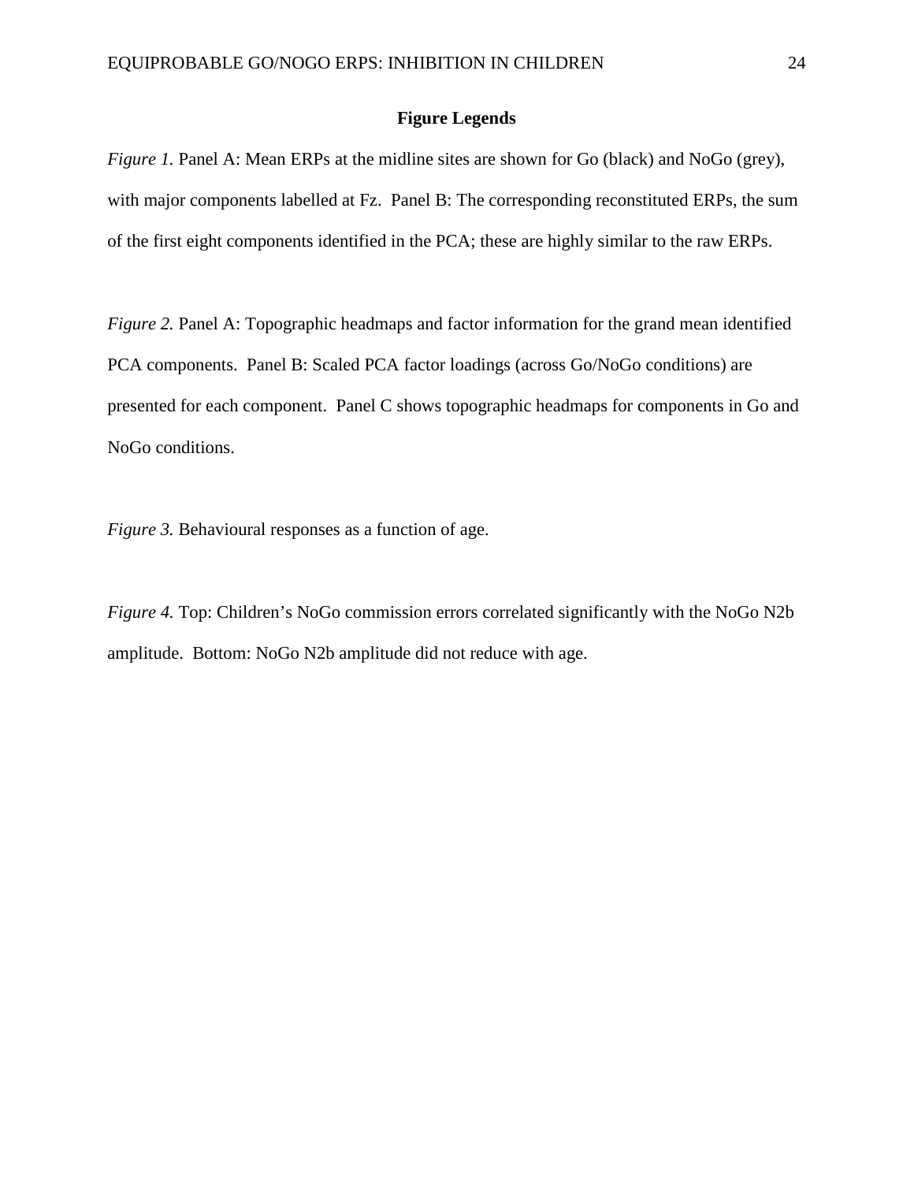## Figure Legends

*Figure 1.* Panel A: Mean ERPs at the midline sites are shown for Go (black) and NoGo (grey), with major components labelled at Fz. Panel B: The corresponding reconstituted ERPs, the sum of the first eight components identified in the PCA; these are highly similar to the raw ERPs.

*Figure 2.* Panel A: Topographic headmaps and factor information for the grand mean identified PCA components. Panel B: Scaled PCA factor loadings (across Go/NoGo conditions) are presented for each component. Panel C shows topographic headmaps for components in Go and NoGo conditions.

*Figure 3.* Behavioural responses as a function of age.

*Figure 4.* Top: Children's NoGo commission errors correlated significantly with the NoGo N2b amplitude. Bottom: NoGo N2b amplitude did not reduce with age.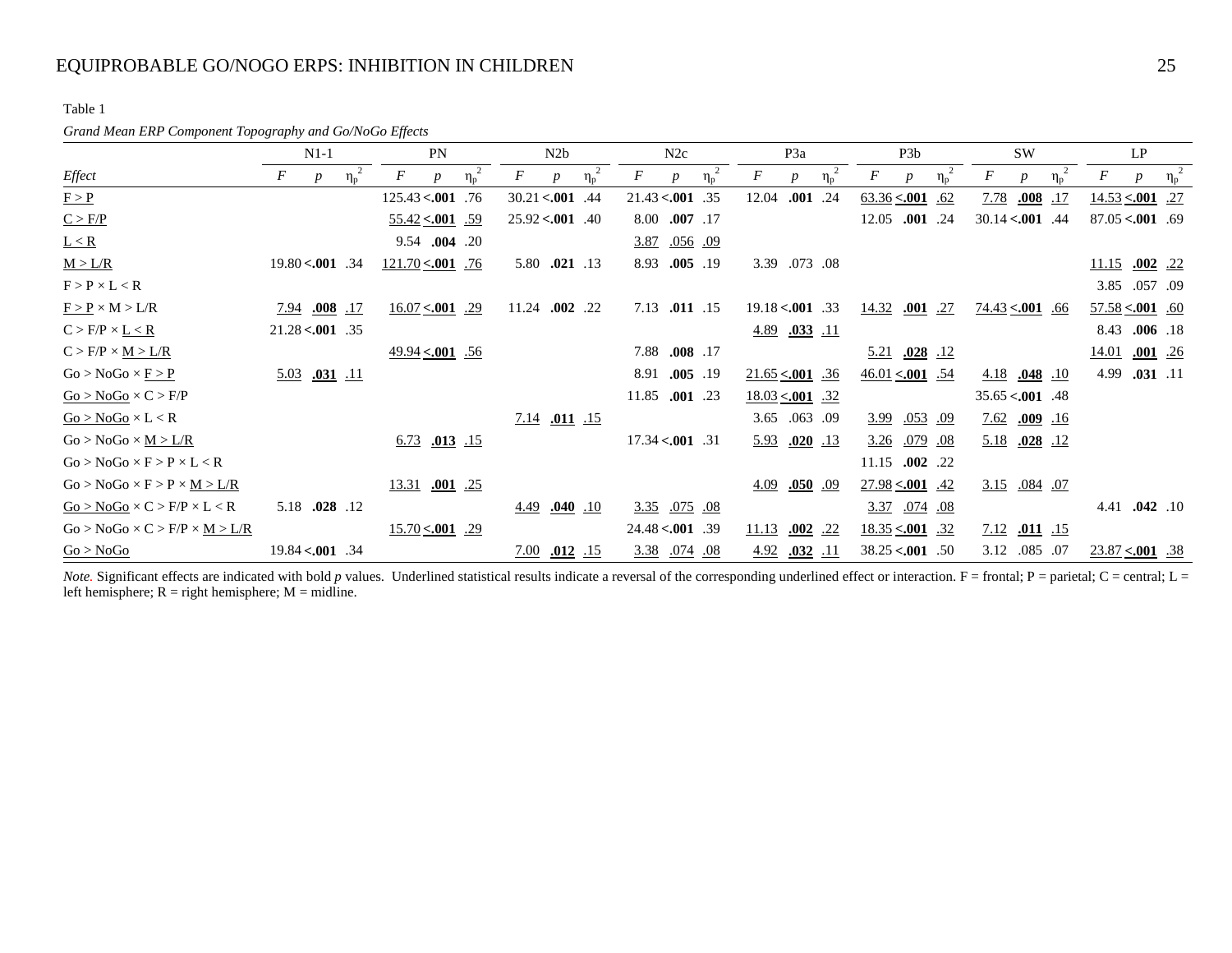Table 1

*Grand Mean ERP Component Topography and Go/NoGo Effects*

| | N1-1 | | | PN | | | N2b | | | N2c | | | P3a | | | P3b | | | SW | | | LP | | |
|---|---|---|---|---|---|---|---|---|---|---|---|---|---|---|---|---|---|---|---|---|---|---|---|---|
| *Effect* | *F* | *p* | $\eta_p^2$ | *F* | *p* | $\eta_p^2$ | *F* | *p* | $\eta_p^2$ | *F* | *p* | $\eta_p^2$ | *F* | *p* | $\eta_p^2$ | *F* | *p* | $\eta_p^2$ | *F* | *p* | $\eta_p^2$ | *F* | *p* | $\eta_p^2$ |
| <u>F > P</u> | | | | 125.43 | **<.001** | .76 | 30.21 | **<.001** | .44 | 21.43 | **<.001** | .35 | 12.04 | **.001** | .24 | <u>63.36</u> | <u>**<.001**</u> | <u>.62</u> | <u>7.78</u> | <u>**.008**</u> | <u>.17</u> | <u>14.53</u> | <u>**<.001**</u> | <u>.27</u> |
| <u>C > F/P</u> | | | | <u>55.42</u> | <u>**<.001**</u> | <u>.59</u> | 25.92 | **<.001** | .40 | 8.00 | **.007** | .17 | | | | 12.05 | **.001** | .24 | 30.14 | **<.001** | .44 | 87.05 | **<.001** | .69 |
| <u>L < R</u> | | | | 9.54 | **.004** | .20 | | | | <u>3.87</u> | <u>.056</u> | <u>.09</u> | | | | | | | | | | | | |
| <u>M > L/R</u> | 19.80 | **<.001** | .34 | <u>121.70</u> | <u>**<.001**</u> | <u>.76</u> | 5.80 | **.021** | .13 | 8.93 | **.005** | .19 | 3.39 | .073 | .08 | | | | | | | <u>11.15</u> | <u>**.002**</u> | <u>.22</u> |
| F > P × L < R | | | | | | | | | | | | | | | | | | | | | | 3.85 | .057 | .09 |
| <u>F > P</u> × M > L/R | <u>7.94</u> | <u>**.008**</u> | <u>.17</u> | <u>16.07</u> | <u>**<.001**</u> | <u>.29</u> | 11.24 | **.002** | .22 | 7.13 | **.011** | .15 | 19.18 | **<.001** | .33 | <u>14.32</u> | <u>**.001**</u> | <u>.27</u> | <u>74.43</u> | <u>**<.001**</u> | <u>.66</u> | <u>57.58</u> | <u>**<.001**</u> | <u>.60</u> |
| C > F/P × <u>L < R</u> | 21.28 | **<.001** | .35 | | | | | | | | | | <u>4.89</u> | <u>**.033**</u> | <u>.11</u> | | | | | | | 8.43 | **.006** | .18 |
| C > F/P × <u>M > L/R</u> | | | | <u>49.94</u> | <u>**<.001**</u> | <u>.56</u> | | | | 7.88 | **.008** | .17 | | | | <u>5.21</u> | <u>**.028**</u> | <u>.12</u> | | | | <u>14.01</u> | <u>**.001**</u> | <u>.26</u> |
| Go > NoGo × <u>F > P</u> | <u>5.03</u> | <u>**.031**</u> | <u>.11</u> | | | | | | | 8.91 | **.005** | .19 | <u>21.65</u> | <u>**<.001**</u> | <u>.36</u> | <u>46.01</u> | <u>**<.001**</u> | <u>.54</u> | <u>4.18</u> | <u>**.048**</u> | <u>.10</u> | 4.99 | **.031** | .11 |
| <u>Go > NoGo</u> × C > F/P | | | | | | | | | | 11.85 | **.001** | .23 | <u>18.03</u> | <u>**<.001**</u> | <u>.32</u> | | | | 35.65 | **<.001** | .48 | | | |
| <u>Go > NoGo</u> × L < R | | | | | | | <u>7.14</u> | <u>**.011**</u> | <u>.15</u> | | | | 3.65 | .063 | .09 | <u>3.99</u> | <u>.053</u> | <u>.09</u> | <u>7.62</u> | <u>**.009**</u> | <u>.16</u> | | | |
| Go > NoGo × <u>M > L/R</u> | | | | <u>6.73</u> | <u>**.013**</u> | <u>.15</u> | | | | 17.34 | **<.001** | .31 | <u>5.93</u> | <u>**.020**</u> | <u>.13</u> | <u>3.26</u> | <u>.079</u> | <u>.08</u> | <u>5.18</u> | <u>**.028**</u> | <u>.12</u> | | | |
| Go > NoGo × F > P × L < R | | | | | | | | | | | | | | | | 11.15 | **.002** | .22 | | | | | | |
| Go > NoGo × F > P × <u>M > L/R</u> | | | | <u>13.31</u> | <u>**.001**</u> | <u>.25</u> | | | | | | | <u>4.09</u> | <u>**.050**</u> | <u>.09</u> | <u>27.98</u> | <u>**<.001**</u> | <u>.42</u> | <u>3.15</u> | <u>.084</u> | <u>.07</u> | | | |
| <u>Go > NoGo</u> × C > F/P × L < R | 5.18 | **.028** | .12 | | | | <u>4.49</u> | <u>**.040**</u> | <u>.10</u> | <u>3.35</u> | <u>.075</u> | <u>.08</u> | | | | <u>3.37</u> | <u>.074</u> | <u>.08</u> | | | | 4.41 | **.042** | .10 |
| Go > NoGo × C > F/P × <u>M > L/R</u> | | | | <u>15.70</u> | <u>**<.001**</u> | <u>.29</u> | | | | 24.48 | **<.001** | .39 | <u>11.13</u> | <u>**.002**</u> | <u>.22</u> | <u>18.35</u> | <u>**<.001**</u> | <u>.32</u> | <u>7.12</u> | <u>**.011**</u> | <u>.15</u> | | | |
| <u>Go > NoGo</u> | 19.84 | **<.001** | .34 | | | | <u>7.00</u> | <u>**.012**</u> | <u>.15</u> | <u>3.38</u> | <u>.074</u> | <u>.08</u> | <u>4.92</u> | <u>**.032**</u> | <u>.11</u> | 38.25 | **<.001** | .50 | 3.12 | .085 | .07 | <u>23.87</u> | <u>**<.001**</u> | <u>.38</u> |

*Note.* Significant effects are indicated with bold *p* values. Underlined statistical results indicate a reversal of the corresponding underlined effect or interaction. F = frontal; P = parietal; C = central; L = left hemisphere; R = right hemisphere; M = midline.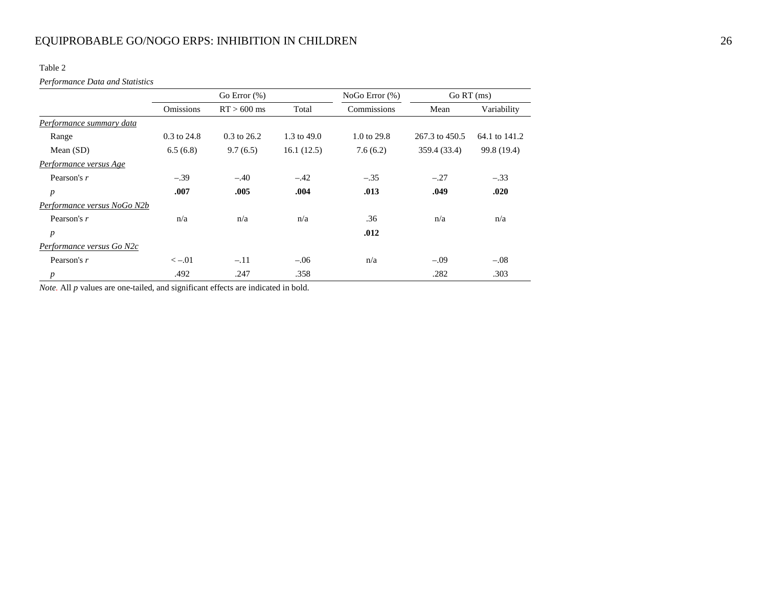Table 2

*Performance Data and Statistics*

| | Go Error (%) | | | NoGo Error (%) | Go RT (ms) | |
|---|---|---|---|---|---|---|
| | Omissions | RT > 600 ms | Total | Commissions | Mean | Variability |
| *Performance summary data* | | | | | | |
| Range | 0.3 to 24.8 | 0.3 to 26.2 | 1.3 to 49.0 | 1.0 to 29.8 | 267.3 to 450.5 | 64.1 to 141.2 |
| Mean (SD) | 6.5 (6.8) | 9.7 (6.5) | 16.1 (12.5) | 7.6 (6.2) | 359.4 (33.4) | 99.8 (19.4) |
| *Performance versus Age* | | | | | | |
| Pearson's *r* | –.39 | –.40 | –.42 | –.35 | –.27 | –.33 |
| *p* | **.007** | **.005** | **.004** | **.013** | **.049** | **.020** |
| *Performance versus NoGo N2b* | | | | | | |
| Pearson's *r* | n/a | n/a | n/a | .36 | n/a | n/a |
| *p* | | | | **.012** | | |
| *Performance versus Go N2c* | | | | | | |
| Pearson's *r* | < –.01 | –.11 | –.06 | n/a | –.09 | –.08 |
| *p* | .492 | .247 | .358 | | .282 | .303 |

*Note.* All *p* values are one-tailed, and significant effects are indicated in bold.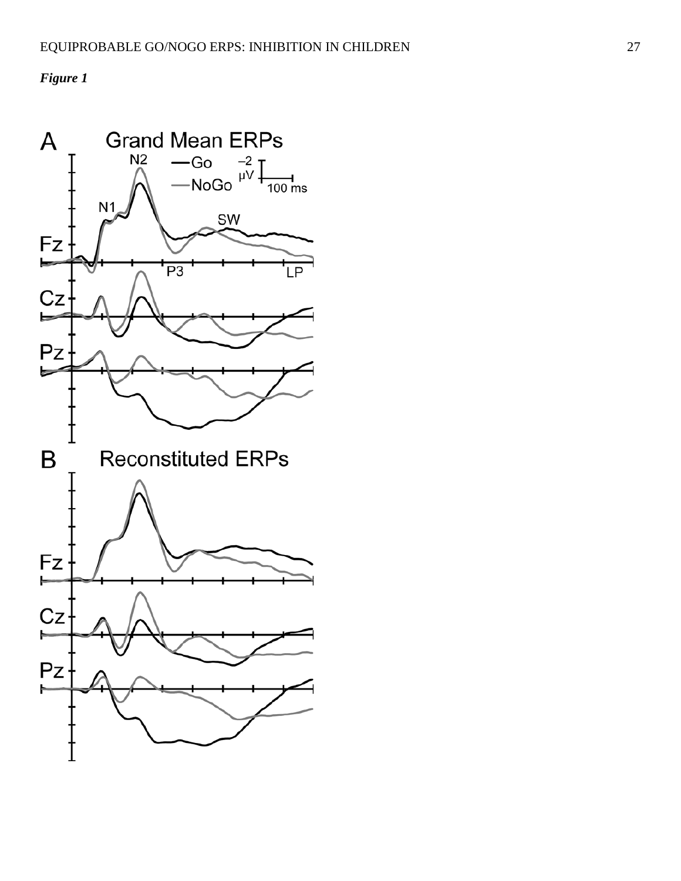*Figure 1*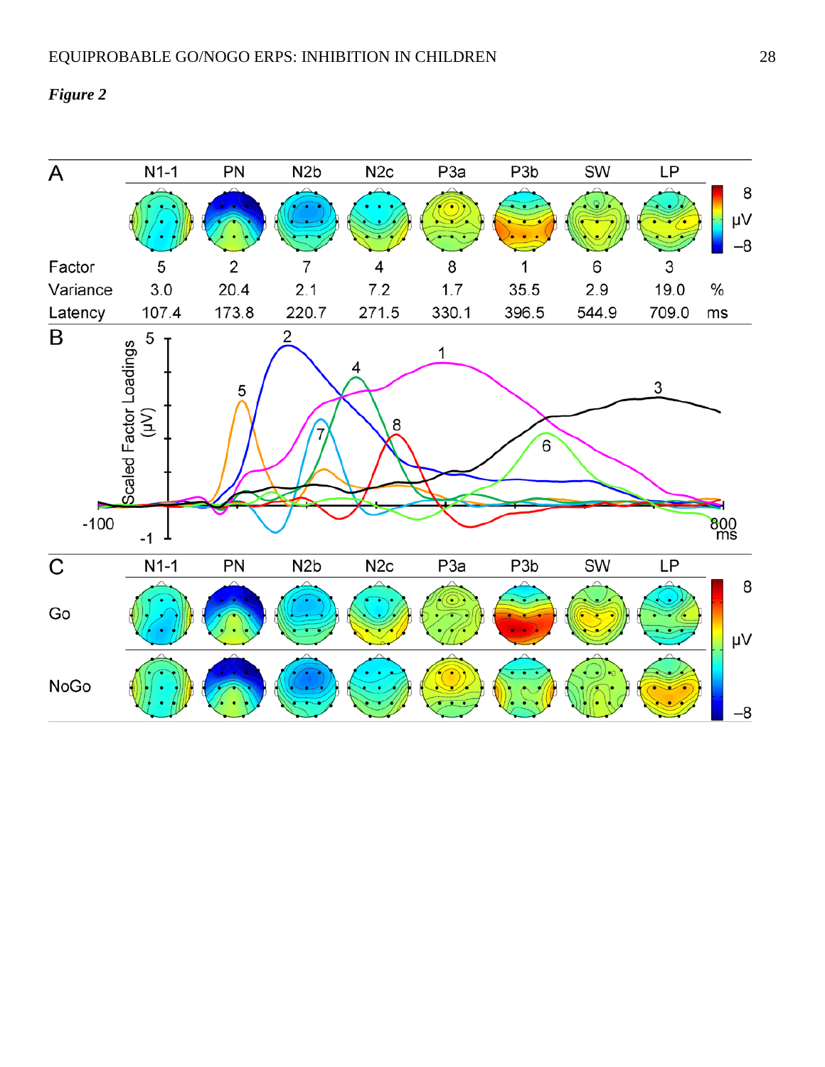*Figure 2*

A

| | N1-1 | PN | N2b | N2c | P3a | P3b | SW | LP | |
|---|---|---|---|---|---|---|---|---|---|
| Factor | 5 | 2 | 7 | 4 | 8 | 1 | 6 | 3 | |
| Variance | 3.0 | 20.4 | 2.1 | 7.2 | 1.7 | 35.5 | 2.9 | 19.0 | % |
| Latency | 107.4 | 173.8 | 220.7 | 271.5 | 330.1 | 396.5 | 544.9 | 709.0 | ms |

B

Scaled Factor Loadings (μV)

C

| | N1-1 | PN | N2b | N2c | P3a | P3b | SW | LP |
|---|---|---|---|---|---|---|---|---|
| Go | | | | | | | | |
| NoGo | | | | | | | | |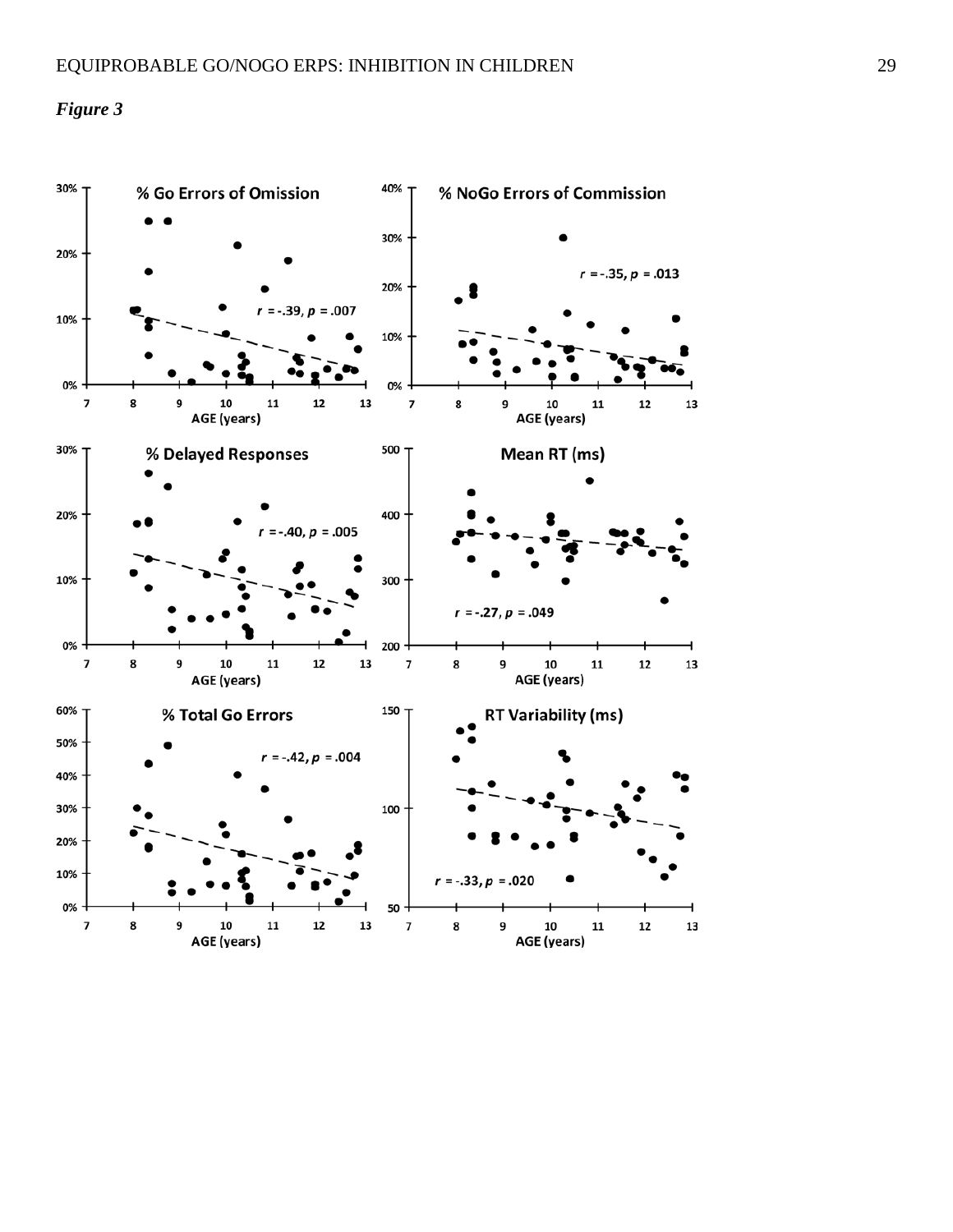*Figure 3*

% Go Errors of Omission

$r = -.39$, $p = .007$

% NoGo Errors of Commission

$r = -.35$, $p = .013$

% Delayed Responses

$r = -.40$, $p = .005$

Mean RT (ms)

$r = -.27$, $p = .049$

% Total Go Errors

$r = -.42$, $p = .004$

RT Variability (ms)

$r = -.33$, $p = .020$

AGE (years)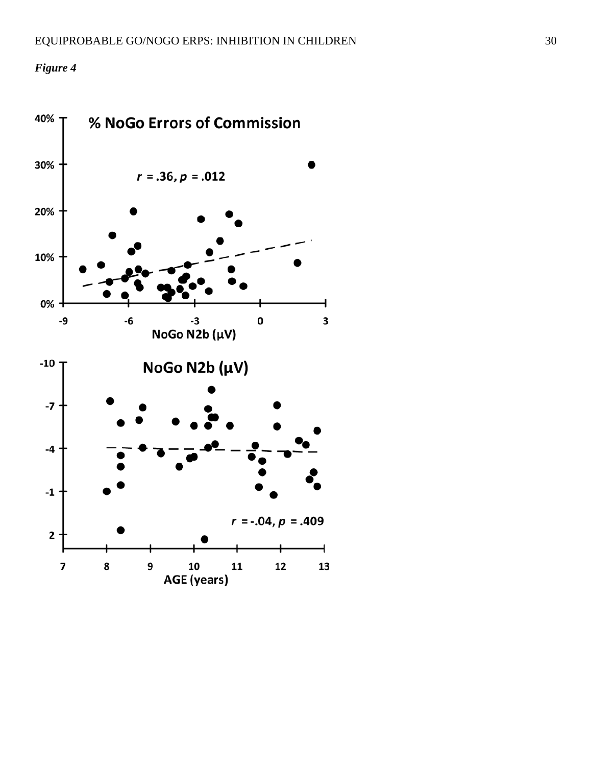*Figure 4*

% NoGo Errors of Commission

$r$ = .36, $p$ = .012

40%
30%
20%
10%
0%

-9
-6
-3
0
3

NoGo N2b (μV)

NoGo N2b (μV)

$r$ = -.04, $p$ = .409

-10
-7
-4
-1
2

7
8
9
10
11
12
13

AGE (years)